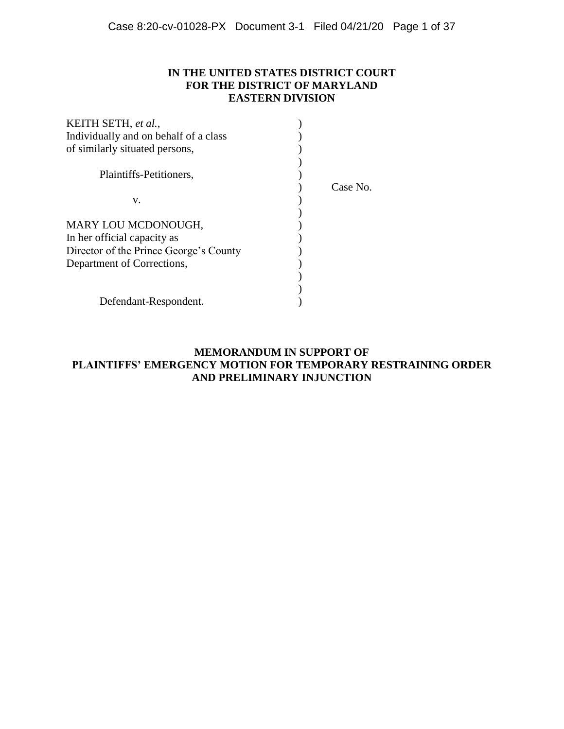**IN THE UNITED STATES DISTRICT COURT**
**FOR THE DISTRICT OF MARYLAND**
**EASTERN DIVISION**

KEITH SETH, *et al.*,
Individually and on behalf of a class
of similarly situated persons,

Plaintiffs-Petitioners,

v.

MARY LOU MCDONOUGH,
In her official capacity as
Director of the Prince George's County
Department of Corrections,

Defendant-Respondent.

Case No.

**MEMORANDUM IN SUPPORT OF**
**PLAINTIFFS' EMERGENCY MOTION FOR TEMPORARY RESTRAINING ORDER AND PRELIMINARY INJUNCTION**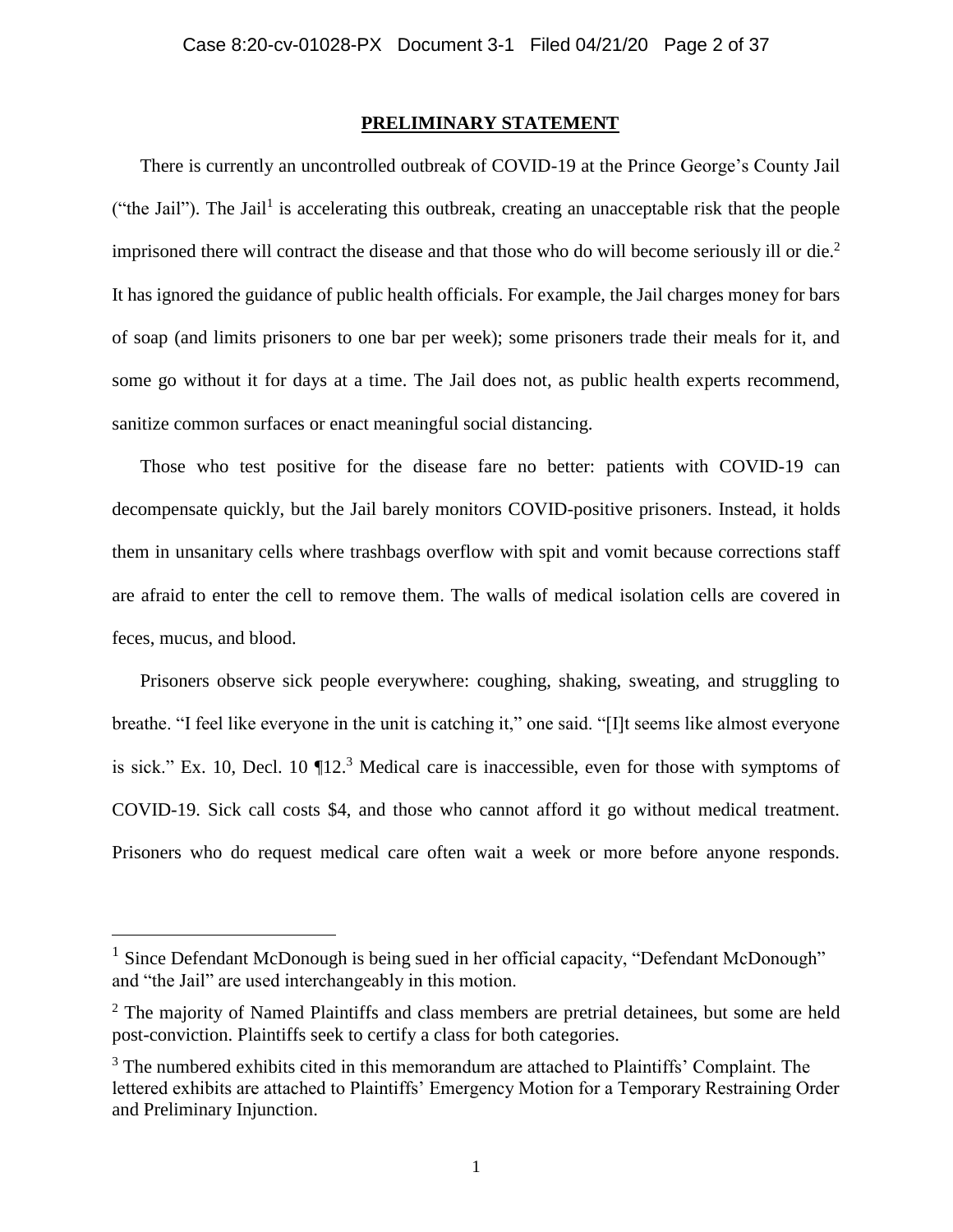## PRELIMINARY STATEMENT

There is currently an uncontrolled outbreak of COVID-19 at the Prince George's County Jail ("the Jail"). The Jail[1] is accelerating this outbreak, creating an unacceptable risk that the people imprisoned there will contract the disease and that those who do will become seriously ill or die.[2] It has ignored the guidance of public health officials. For example, the Jail charges money for bars of soap (and limits prisoners to one bar per week); some prisoners trade their meals for it, and some go without it for days at a time. The Jail does not, as public health experts recommend, sanitize common surfaces or enact meaningful social distancing.

Those who test positive for the disease fare no better: patients with COVID-19 can decompensate quickly, but the Jail barely monitors COVID-positive prisoners. Instead, it holds them in unsanitary cells where trashbags overflow with spit and vomit because corrections staff are afraid to enter the cell to remove them. The walls of medical isolation cells are covered in feces, mucus, and blood.

Prisoners observe sick people everywhere: coughing, shaking, sweating, and struggling to breathe. "I feel like everyone in the unit is catching it," one said. "[I]t seems like almost everyone is sick." Ex. 10, Decl. 10 ¶12.[3] Medical care is inaccessible, even for those with symptoms of COVID-19. Sick call costs $4, and those who cannot afford it go without medical treatment. Prisoners who do request medical care often wait a week or more before anyone responds.

---

[1] Since Defendant McDonough is being sued in her official capacity, "Defendant McDonough" and "the Jail" are used interchangeably in this motion.

[2] The majority of Named Plaintiffs and class members are pretrial detainees, but some are held post-conviction. Plaintiffs seek to certify a class for both categories.

[3] The numbered exhibits cited in this memorandum are attached to Plaintiffs' Complaint. The lettered exhibits are attached to Plaintiffs' Emergency Motion for a Temporary Restraining Order and Preliminary Injunction.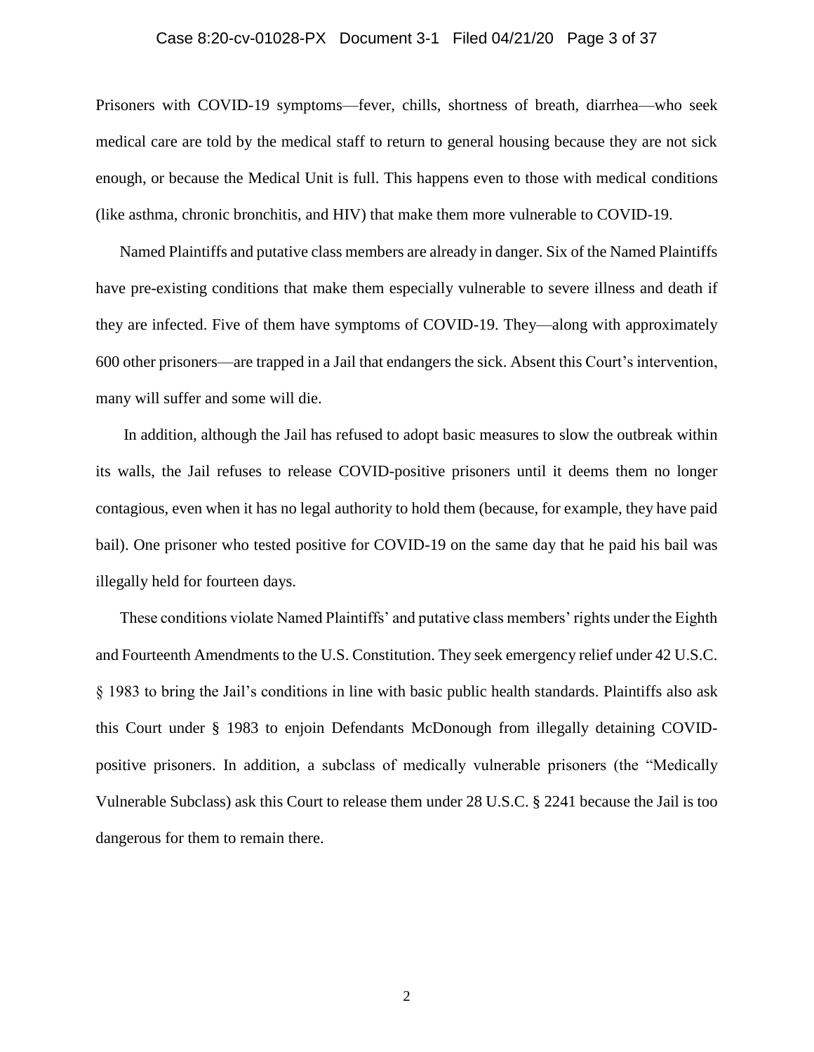Prisoners with COVID-19 symptoms—fever, chills, shortness of breath, diarrhea—who seek medical care are told by the medical staff to return to general housing because they are not sick enough, or because the Medical Unit is full. This happens even to those with medical conditions (like asthma, chronic bronchitis, and HIV) that make them more vulnerable to COVID-19.

Named Plaintiffs and putative class members are already in danger. Six of the Named Plaintiffs have pre-existing conditions that make them especially vulnerable to severe illness and death if they are infected. Five of them have symptoms of COVID-19. They—along with approximately 600 other prisoners—are trapped in a Jail that endangers the sick. Absent this Court's intervention, many will suffer and some will die.

In addition, although the Jail has refused to adopt basic measures to slow the outbreak within its walls, the Jail refuses to release COVID-positive prisoners until it deems them no longer contagious, even when it has no legal authority to hold them (because, for example, they have paid bail). One prisoner who tested positive for COVID-19 on the same day that he paid his bail was illegally held for fourteen days.

These conditions violate Named Plaintiffs' and putative class members' rights under the Eighth and Fourteenth Amendments to the U.S. Constitution. They seek emergency relief under 42 U.S.C. § 1983 to bring the Jail's conditions in line with basic public health standards. Plaintiffs also ask this Court under § 1983 to enjoin Defendants McDonough from illegally detaining COVID-positive prisoners. In addition, a subclass of medically vulnerable prisoners (the "Medically Vulnerable Subclass) ask this Court to release them under 28 U.S.C. § 2241 because the Jail is too dangerous for them to remain there.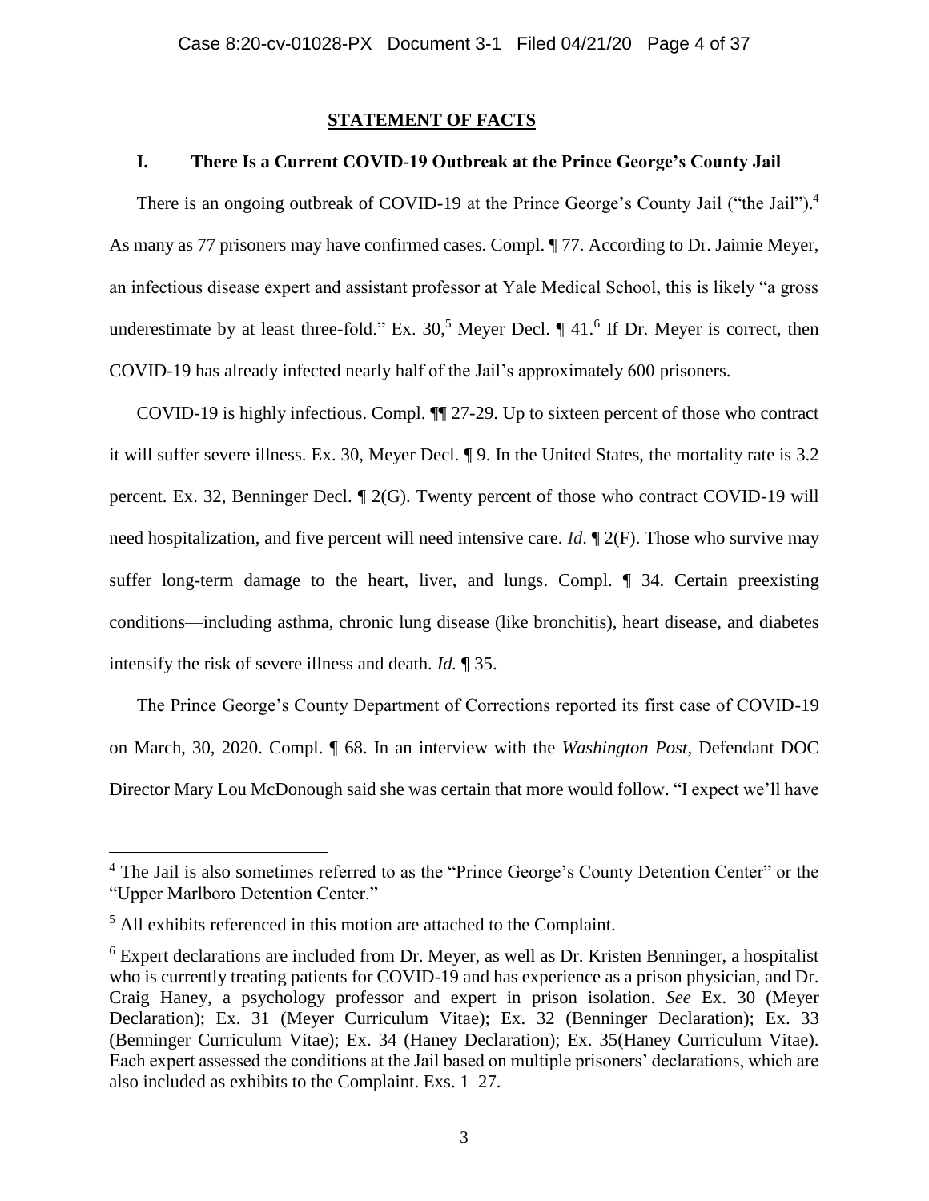## STATEMENT OF FACTS

### I. There Is a Current COVID-19 Outbreak at the Prince George's County Jail

There is an ongoing outbreak of COVID-19 at the Prince George's County Jail ("the Jail").[4] As many as 77 prisoners may have confirmed cases. Compl. ¶ 77. According to Dr. Jaimie Meyer, an infectious disease expert and assistant professor at Yale Medical School, this is likely "a gross underestimate by at least three-fold." Ex. 30,[5] Meyer Decl. ¶ 41.[6] If Dr. Meyer is correct, then COVID-19 has already infected nearly half of the Jail's approximately 600 prisoners.

COVID-19 is highly infectious. Compl. ¶¶ 27-29. Up to sixteen percent of those who contract it will suffer severe illness. Ex. 30, Meyer Decl. ¶ 9. In the United States, the mortality rate is 3.2 percent. Ex. 32, Benninger Decl. ¶ 2(G). Twenty percent of those who contract COVID-19 will need hospitalization, and five percent will need intensive care. *Id*. ¶ 2(F). Those who survive may suffer long-term damage to the heart, liver, and lungs. Compl. ¶ 34. Certain preexisting conditions—including asthma, chronic lung disease (like bronchitis), heart disease, and diabetes intensify the risk of severe illness and death. *Id.* ¶ 35.

The Prince George's County Department of Corrections reported its first case of COVID-19 on March, 30, 2020. Compl. ¶ 68. In an interview with the *Washington Post*, Defendant DOC Director Mary Lou McDonough said she was certain that more would follow. "I expect we'll have

---

[4] The Jail is also sometimes referred to as the "Prince George's County Detention Center" or the "Upper Marlboro Detention Center."

[5] All exhibits referenced in this motion are attached to the Complaint.

[6] Expert declarations are included from Dr. Meyer, as well as Dr. Kristen Benninger, a hospitalist who is currently treating patients for COVID-19 and has experience as a prison physician, and Dr. Craig Haney, a psychology professor and expert in prison isolation. *See* Ex. 30 (Meyer Declaration); Ex. 31 (Meyer Curriculum Vitae); Ex. 32 (Benninger Declaration); Ex. 33 (Benninger Curriculum Vitae); Ex. 34 (Haney Declaration); Ex. 35(Haney Curriculum Vitae). Each expert assessed the conditions at the Jail based on multiple prisoners' declarations, which are also included as exhibits to the Complaint. Exs. 1–27.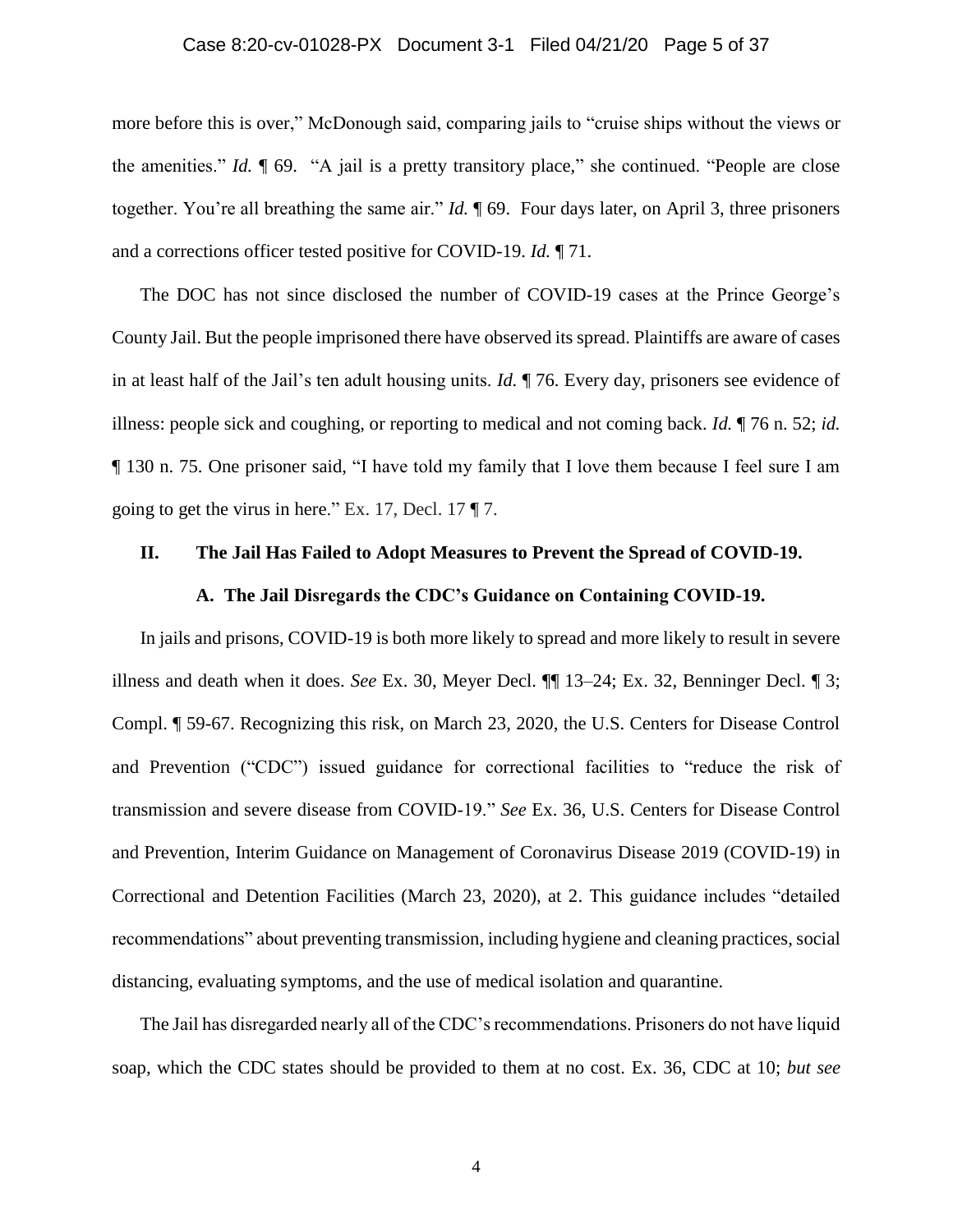more before this is over," McDonough said, comparing jails to "cruise ships without the views or the amenities." *Id.* ¶ 69. "A jail is a pretty transitory place," she continued. "People are close together. You're all breathing the same air." *Id.* ¶ 69. Four days later, on April 3, three prisoners and a corrections officer tested positive for COVID-19. *Id.* ¶ 71.

The DOC has not since disclosed the number of COVID-19 cases at the Prince George's County Jail. But the people imprisoned there have observed its spread. Plaintiffs are aware of cases in at least half of the Jail's ten adult housing units. *Id.* ¶ 76. Every day, prisoners see evidence of illness: people sick and coughing, or reporting to medical and not coming back. *Id.* ¶ 76 n. 52; *id.* ¶ 130 n. 75. One prisoner said, "I have told my family that I love them because I feel sure I am going to get the virus in here." Ex. 17, Decl. 17 ¶ 7.

## II. The Jail Has Failed to Adopt Measures to Prevent the Spread of COVID-19.

### A. The Jail Disregards the CDC's Guidance on Containing COVID-19.

In jails and prisons, COVID-19 is both more likely to spread and more likely to result in severe illness and death when it does. *See* Ex. 30, Meyer Decl. ¶¶ 13–24; Ex. 32, Benninger Decl. ¶ 3; Compl. ¶ 59-67. Recognizing this risk, on March 23, 2020, the U.S. Centers for Disease Control and Prevention ("CDC") issued guidance for correctional facilities to "reduce the risk of transmission and severe disease from COVID-19." *See* Ex. 36, U.S. Centers for Disease Control and Prevention, Interim Guidance on Management of Coronavirus Disease 2019 (COVID-19) in Correctional and Detention Facilities (March 23, 2020), at 2. This guidance includes "detailed recommendations" about preventing transmission, including hygiene and cleaning practices, social distancing, evaluating symptoms, and the use of medical isolation and quarantine.

The Jail has disregarded nearly all of the CDC's recommendations. Prisoners do not have liquid soap, which the CDC states should be provided to them at no cost. Ex. 36, CDC at 10; *but see*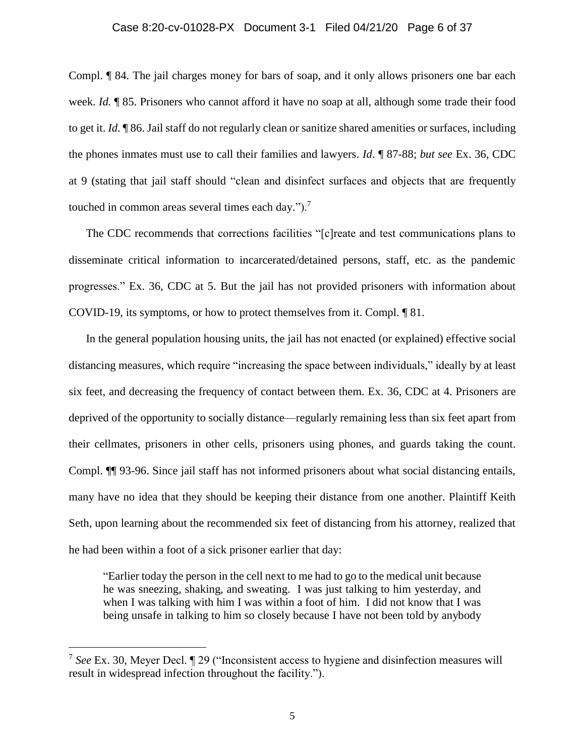Compl. ¶ 84. The jail charges money for bars of soap, and it only allows prisoners one bar each week. *Id.* ¶ 85. Prisoners who cannot afford it have no soap at all, although some trade their food to get it. *Id*. ¶ 86. Jail staff do not regularly clean or sanitize shared amenities or surfaces, including the phones inmates must use to call their families and lawyers. *Id*. ¶ 87-88; *but see* Ex. 36, CDC at 9 (stating that jail staff should "clean and disinfect surfaces and objects that are frequently touched in common areas several times each day.").[7]

The CDC recommends that corrections facilities "[c]reate and test communications plans to disseminate critical information to incarcerated/detained persons, staff, etc. as the pandemic progresses." Ex. 36, CDC at 5. But the jail has not provided prisoners with information about COVID-19, its symptoms, or how to protect themselves from it. Compl. ¶ 81.

In the general population housing units, the jail has not enacted (or explained) effective social distancing measures, which require "increasing the space between individuals," ideally by at least six feet, and decreasing the frequency of contact between them. Ex. 36, CDC at 4. Prisoners are deprived of the opportunity to socially distance—regularly remaining less than six feet apart from their cellmates, prisoners in other cells, prisoners using phones, and guards taking the count. Compl. ¶¶ 93-96. Since jail staff has not informed prisoners about what social distancing entails, many have no idea that they should be keeping their distance from one another. Plaintiff Keith Seth, upon learning about the recommended six feet of distancing from his attorney, realized that he had been within a foot of a sick prisoner earlier that day:

> "Earlier today the person in the cell next to me had to go to the medical unit because he was sneezing, shaking, and sweating. I was just talking to him yesterday, and when I was talking with him I was within a foot of him. I did not know that I was being unsafe in talking to him so closely because I have not been told by anybody

---

[7] *See* Ex. 30, Meyer Decl. ¶ 29 ("Inconsistent access to hygiene and disinfection measures will result in widespread infection throughout the facility.").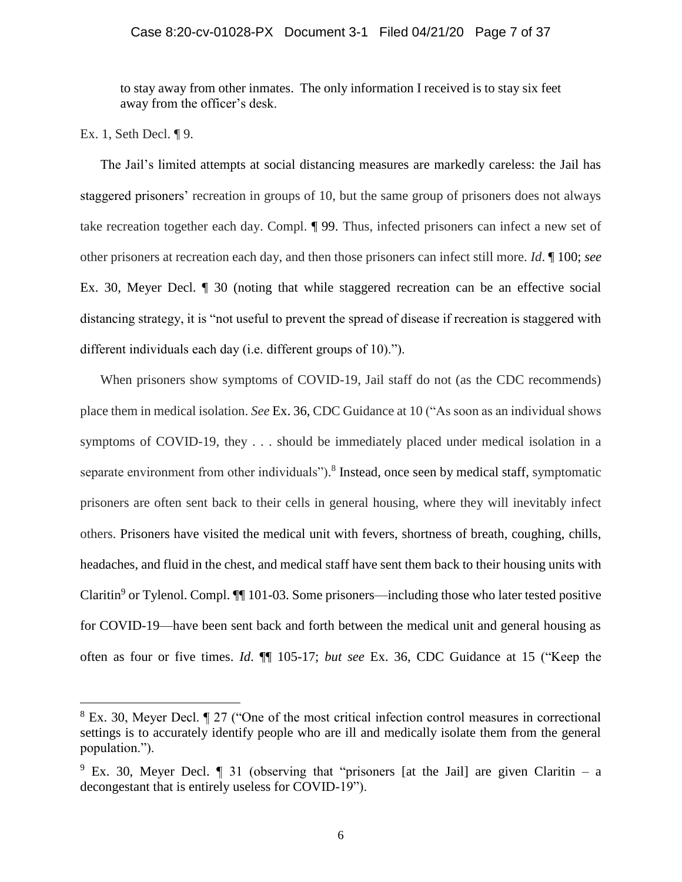to stay away from other inmates. The only information I received is to stay six feet away from the officer's desk.

Ex. 1, Seth Decl. ¶ 9.

The Jail's limited attempts at social distancing measures are markedly careless: the Jail has staggered prisoners' recreation in groups of 10, but the same group of prisoners does not always take recreation together each day. Compl. ¶ 99. Thus, infected prisoners can infect a new set of other prisoners at recreation each day, and then those prisoners can infect still more. *Id*. ¶ 100; *see* Ex. 30, Meyer Decl. ¶ 30 (noting that while staggered recreation can be an effective social distancing strategy, it is "not useful to prevent the spread of disease if recreation is staggered with different individuals each day (i.e. different groups of 10).").

When prisoners show symptoms of COVID-19, Jail staff do not (as the CDC recommends) place them in medical isolation. *See* Ex. 36, CDC Guidance at 10 ("As soon as an individual shows symptoms of COVID-19, they . . . should be immediately placed under medical isolation in a separate environment from other individuals").[8] Instead, once seen by medical staff, symptomatic prisoners are often sent back to their cells in general housing, where they will inevitably infect others. Prisoners have visited the medical unit with fevers, shortness of breath, coughing, chills, headaches, and fluid in the chest, and medical staff have sent them back to their housing units with Claritin[9] or Tylenol. Compl. ¶¶ 101-03. Some prisoners—including those who later tested positive for COVID-19—have been sent back and forth between the medical unit and general housing as often as four or five times. *Id*. ¶¶ 105-17; *but see* Ex. 36, CDC Guidance at 15 ("Keep the

---

[8] Ex. 30, Meyer Decl. ¶ 27 ("One of the most critical infection control measures in correctional settings is to accurately identify people who are ill and medically isolate them from the general population.").

[9] Ex. 30, Meyer Decl. ¶ 31 (observing that "prisoners [at the Jail] are given Claritin – a decongestant that is entirely useless for COVID-19").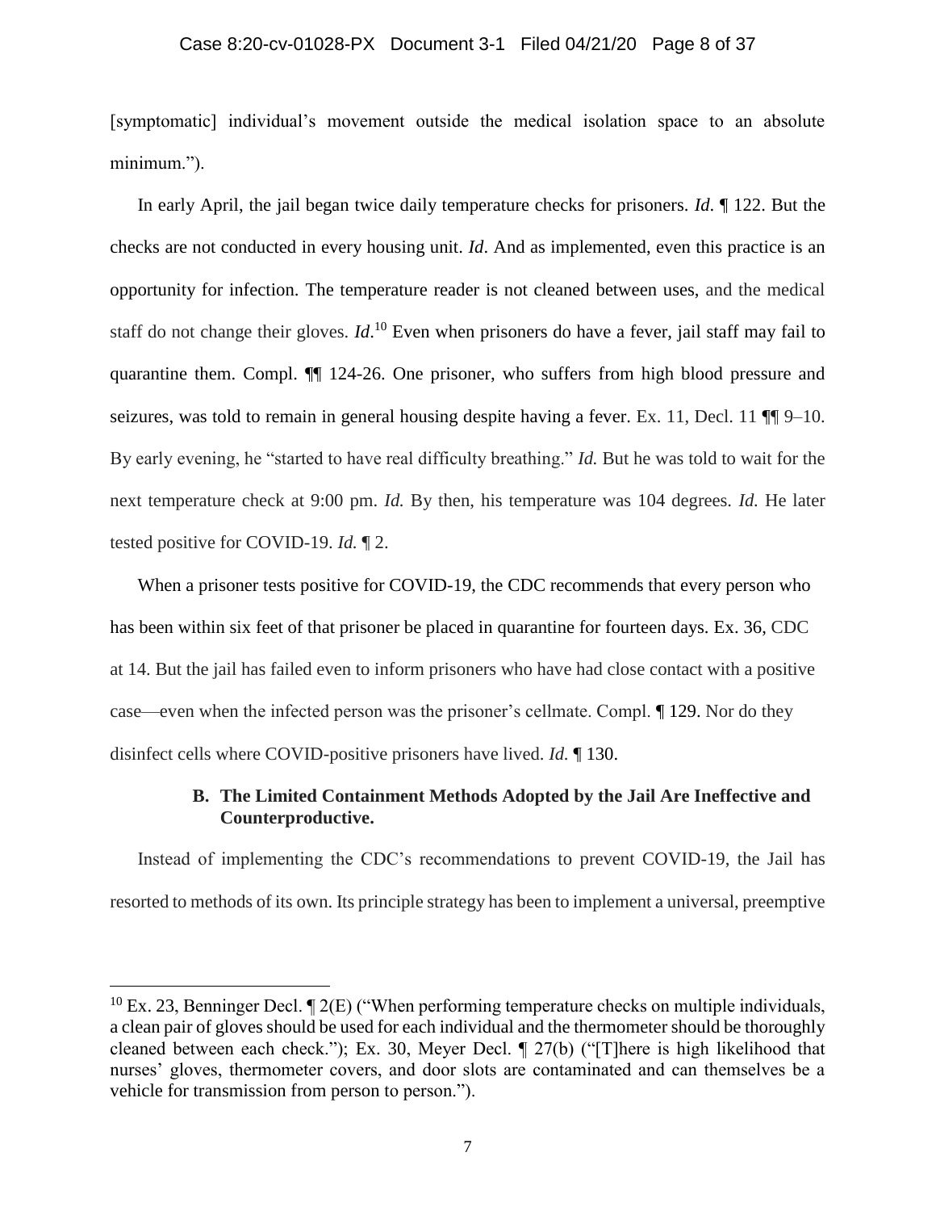[symptomatic] individual's movement outside the medical isolation space to an absolute minimum.").

In early April, the jail began twice daily temperature checks for prisoners. *Id.* ¶ 122. But the checks are not conducted in every housing unit. *Id*. And as implemented, even this practice is an opportunity for infection. The temperature reader is not cleaned between uses, and the medical staff do not change their gloves. *Id*.[10] Even when prisoners do have a fever, jail staff may fail to quarantine them. Compl. ¶¶ 124-26. One prisoner, who suffers from high blood pressure and seizures, was told to remain in general housing despite having a fever. Ex. 11, Decl. 11 ¶¶ 9–10. By early evening, he "started to have real difficulty breathing." *Id.* But he was told to wait for the next temperature check at 9:00 pm. *Id.* By then, his temperature was 104 degrees. *Id.* He later tested positive for COVID-19. *Id.* ¶ 2.

When a prisoner tests positive for COVID-19, the CDC recommends that every person who has been within six feet of that prisoner be placed in quarantine for fourteen days. Ex. 36, CDC at 14. But the jail has failed even to inform prisoners who have had close contact with a positive case—even when the infected person was the prisoner's cellmate. Compl. ¶ 129. Nor do they disinfect cells where COVID-positive prisoners have lived. *Id.* ¶ 130.

### B. The Limited Containment Methods Adopted by the Jail Are Ineffective and Counterproductive.

Instead of implementing the CDC's recommendations to prevent COVID-19, the Jail has resorted to methods of its own. Its principle strategy has been to implement a universal, preemptive

---

[10] Ex. 23, Benninger Decl. ¶ 2(E) ("When performing temperature checks on multiple individuals, a clean pair of gloves should be used for each individual and the thermometer should be thoroughly cleaned between each check."); Ex. 30, Meyer Decl. ¶ 27(b) ("[T]here is high likelihood that nurses' gloves, thermometer covers, and door slots are contaminated and can themselves be a vehicle for transmission from person to person.").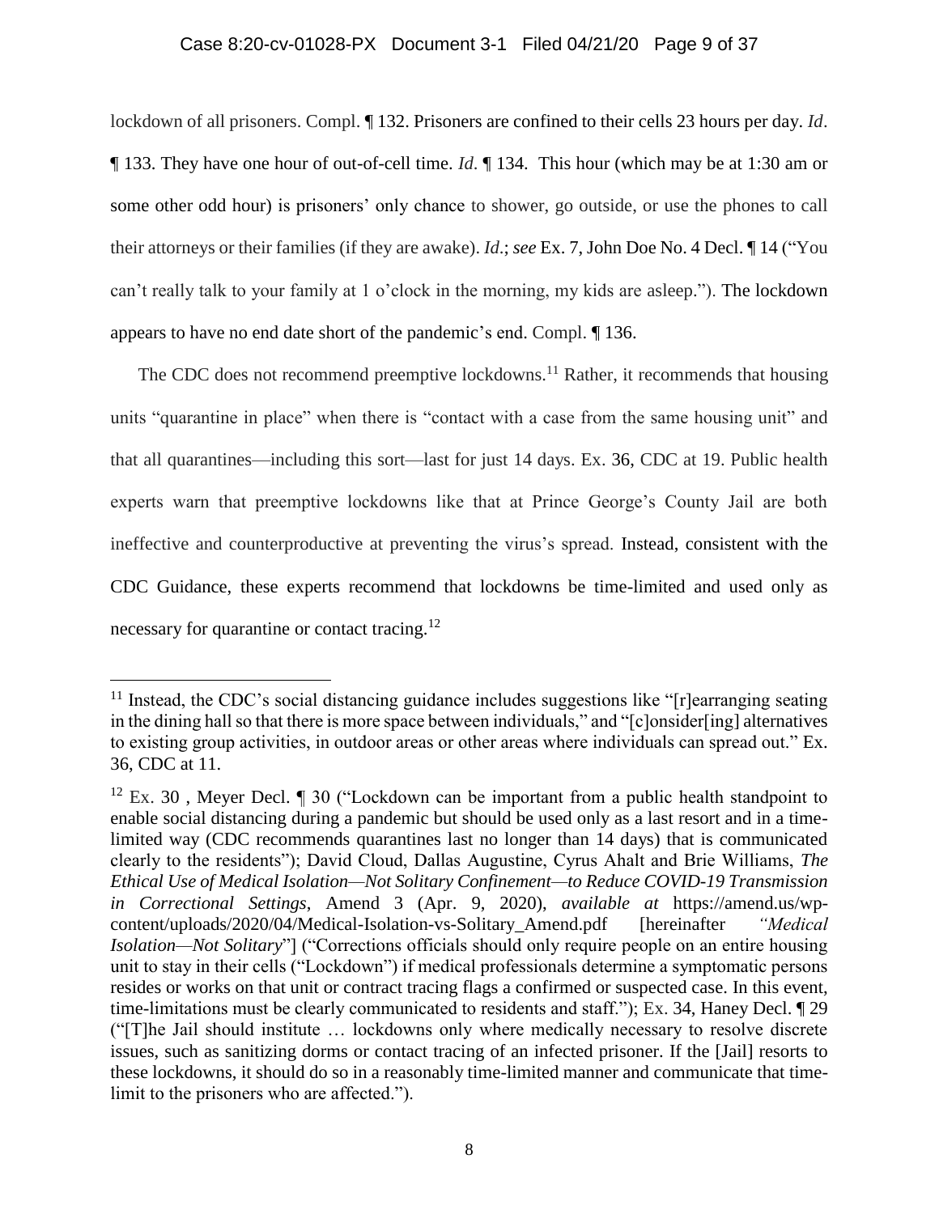lockdown of all prisoners. Compl. ¶ 132. Prisoners are confined to their cells 23 hours per day. *Id*. ¶ 133. They have one hour of out-of-cell time. *Id*. ¶ 134. This hour (which may be at 1:30 am or some other odd hour) is prisoners' only chance to shower, go outside, or use the phones to call their attorneys or their families (if they are awake). *Id*.; *see* Ex. 7, John Doe No. 4 Decl. ¶ 14 ("You can't really talk to your family at 1 o'clock in the morning, my kids are asleep."). The lockdown appears to have no end date short of the pandemic's end. Compl. ¶ 136.

The CDC does not recommend preemptive lockdowns.[11] Rather, it recommends that housing units "quarantine in place" when there is "contact with a case from the same housing unit" and that all quarantines—including this sort—last for just 14 days. Ex. 36, CDC at 19. Public health experts warn that preemptive lockdowns like that at Prince George's County Jail are both ineffective and counterproductive at preventing the virus's spread. Instead, consistent with the CDC Guidance, these experts recommend that lockdowns be time-limited and used only as necessary for quarantine or contact tracing.[12]

---

[11] Instead, the CDC's social distancing guidance includes suggestions like "[r]earranging seating in the dining hall so that there is more space between individuals," and "[c]onsider[ing] alternatives to existing group activities, in outdoor areas or other areas where individuals can spread out." Ex. 36, CDC at 11.

[12] Ex. 30 , Meyer Decl. ¶ 30 ("Lockdown can be important from a public health standpoint to enable social distancing during a pandemic but should be used only as a last resort and in a time-limited way (CDC recommends quarantines last no longer than 14 days) that is communicated clearly to the residents"); David Cloud, Dallas Augustine, Cyrus Ahalt and Brie Williams, *The Ethical Use of Medical Isolation—Not Solitary Confinement—to Reduce COVID-19 Transmission in Correctional Settings*, Amend 3 (Apr. 9, 2020), *available at* https://amend.us/wp-content/uploads/2020/04/Medical-Isolation-vs-Solitary_Amend.pdf [hereinafter *"Medical Isolation—Not Solitary*"] ("Corrections officials should only require people on an entire housing unit to stay in their cells ("Lockdown") if medical professionals determine a symptomatic persons resides or works on that unit or contract tracing flags a confirmed or suspected case. In this event, time-limitations must be clearly communicated to residents and staff."); Ex. 34, Haney Decl. ¶ 29 ("[T]he Jail should institute … lockdowns only where medically necessary to resolve discrete issues, such as sanitizing dorms or contact tracing of an infected prisoner. If the [Jail] resorts to these lockdowns, it should do so in a reasonably time-limited manner and communicate that time-limit to the prisoners who are affected.").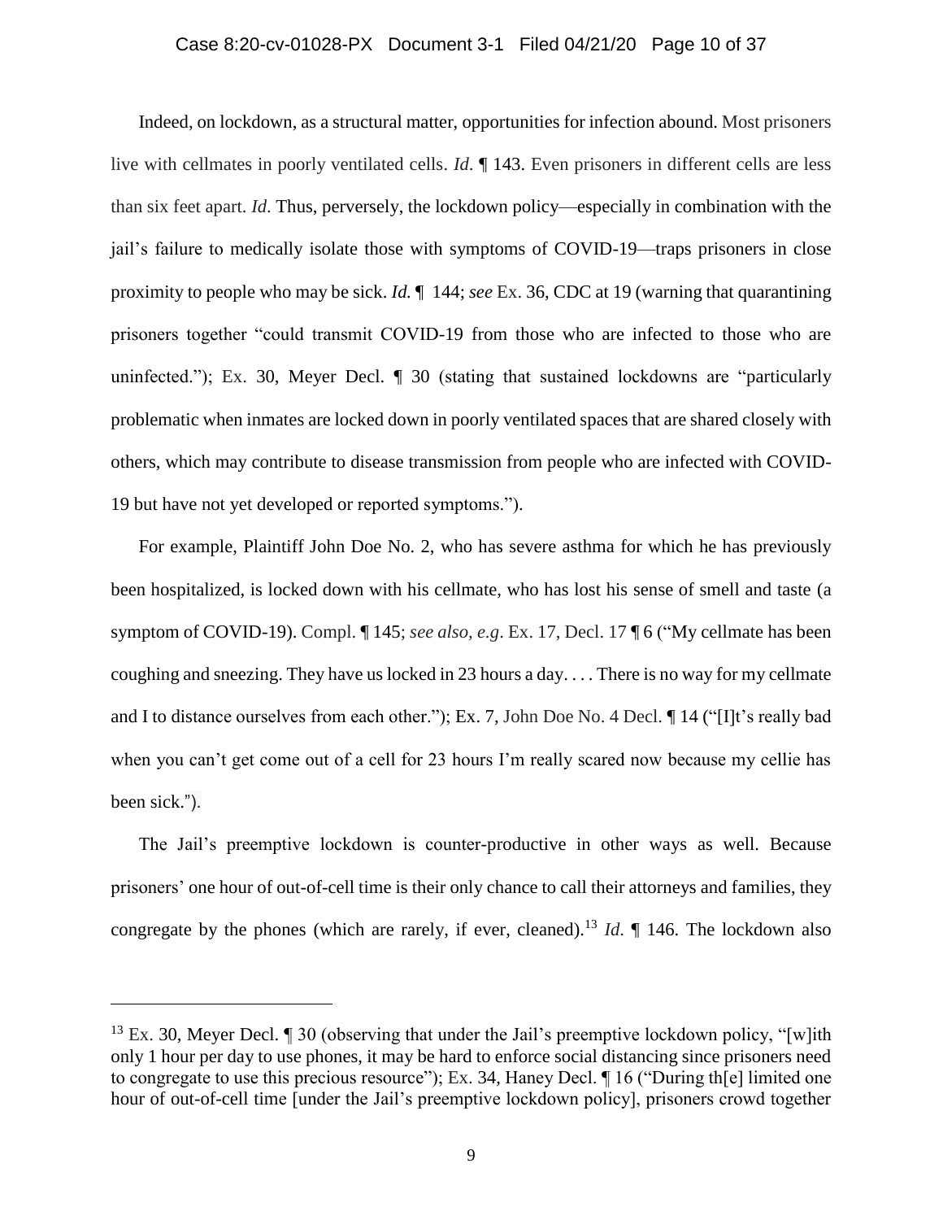Indeed, on lockdown, as a structural matter, opportunities for infection abound. Most prisoners live with cellmates in poorly ventilated cells. *Id*. ¶ 143. Even prisoners in different cells are less than six feet apart. *Id*. Thus, perversely, the lockdown policy—especially in combination with the jail's failure to medically isolate those with symptoms of COVID-19—traps prisoners in close proximity to people who may be sick. *Id.* ¶ 144; *see* Ex. 36, CDC at 19 (warning that quarantining prisoners together "could transmit COVID-19 from those who are infected to those who are uninfected."); Ex. 30, Meyer Decl. ¶ 30 (stating that sustained lockdowns are "particularly problematic when inmates are locked down in poorly ventilated spaces that are shared closely with others, which may contribute to disease transmission from people who are infected with COVID-19 but have not yet developed or reported symptoms.").

For example, Plaintiff John Doe No. 2, who has severe asthma for which he has previously been hospitalized, is locked down with his cellmate, who has lost his sense of smell and taste (a symptom of COVID-19). Compl. ¶ 145; *see also, e.g*. Ex. 17, Decl. 17 ¶ 6 ("My cellmate has been coughing and sneezing. They have us locked in 23 hours a day. . . . There is no way for my cellmate and I to distance ourselves from each other."); Ex. 7, John Doe No. 4 Decl. ¶ 14 ("[I]t's really bad when you can't get come out of a cell for 23 hours I'm really scared now because my cellie has been sick.").

The Jail's preemptive lockdown is counter-productive in other ways as well. Because prisoners' one hour of out-of-cell time is their only chance to call their attorneys and families, they congregate by the phones (which are rarely, if ever, cleaned).[13] *Id*. ¶ 146. The lockdown also

[13] Ex. 30, Meyer Decl. ¶ 30 (observing that under the Jail's preemptive lockdown policy, "[w]ith only 1 hour per day to use phones, it may be hard to enforce social distancing since prisoners need to congregate to use this precious resource"); Ex. 34, Haney Decl. ¶ 16 ("During th[e] limited one hour of out-of-cell time [under the Jail's preemptive lockdown policy], prisoners crowd together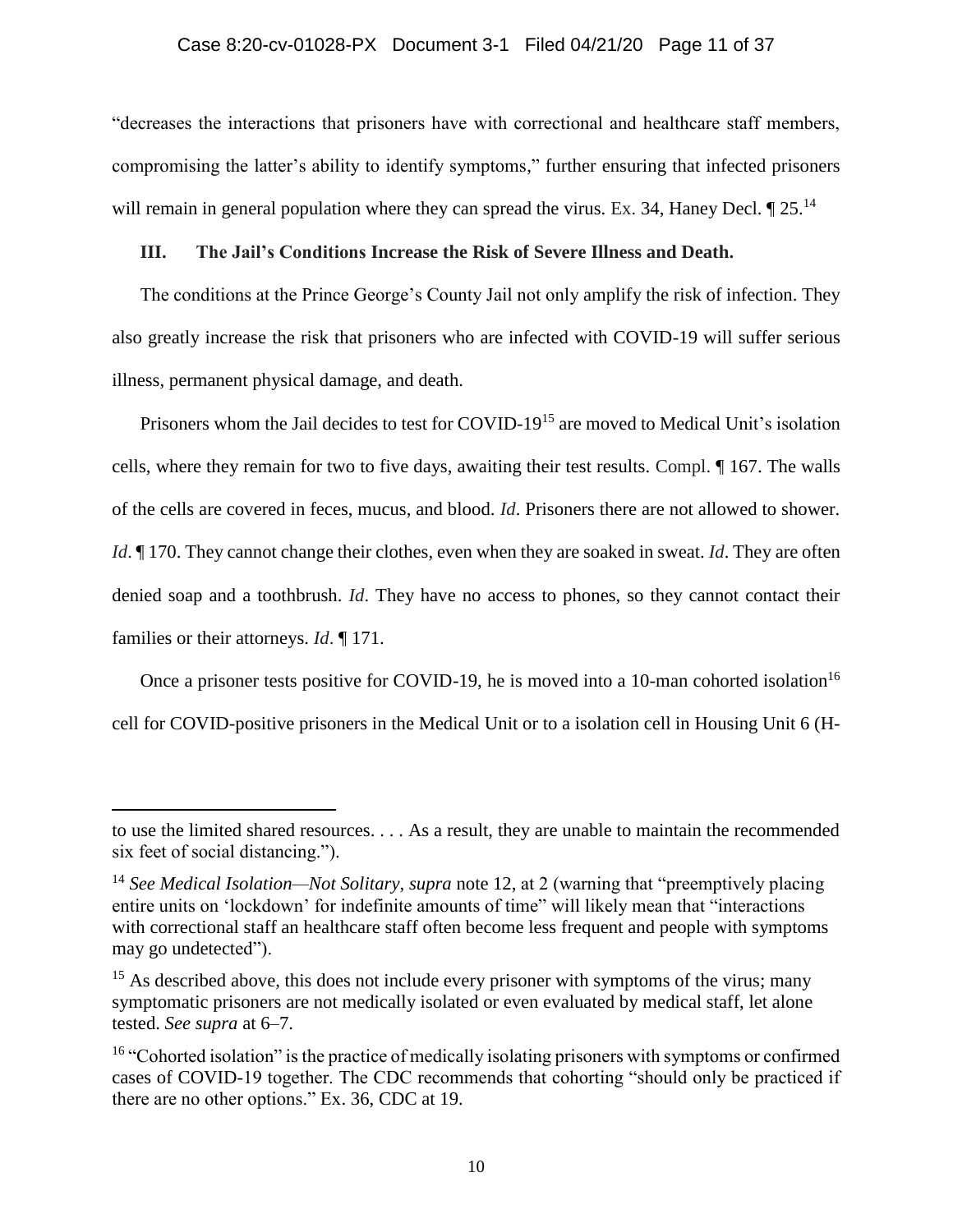"decreases the interactions that prisoners have with correctional and healthcare staff members, compromising the latter's ability to identify symptoms," further ensuring that infected prisoners will remain in general population where they can spread the virus. Ex. 34, Haney Decl. ¶ 25.[14]

### III. The Jail's Conditions Increase the Risk of Severe Illness and Death.

The conditions at the Prince George's County Jail not only amplify the risk of infection. They also greatly increase the risk that prisoners who are infected with COVID-19 will suffer serious illness, permanent physical damage, and death.

Prisoners whom the Jail decides to test for COVID-19[15] are moved to Medical Unit's isolation cells, where they remain for two to five days, awaiting their test results. Compl. ¶ 167. The walls of the cells are covered in feces, mucus, and blood. *Id*. Prisoners there are not allowed to shower. *Id*. ¶ 170. They cannot change their clothes, even when they are soaked in sweat. *Id*. They are often denied soap and a toothbrush. *Id*. They have no access to phones, so they cannot contact their families or their attorneys. *Id*. ¶ 171.

Once a prisoner tests positive for COVID-19, he is moved into a 10-man cohorted isolation[16] cell for COVID-positive prisoners in the Medical Unit or to a isolation cell in Housing Unit 6 (H-

---

to use the limited shared resources. . . . As a result, they are unable to maintain the recommended six feet of social distancing.").

[14] *See Medical Isolation—Not Solitary*, *supra* note 12, at 2 (warning that "preemptively placing entire units on 'lockdown' for indefinite amounts of time" will likely mean that "interactions with correctional staff an healthcare staff often become less frequent and people with symptoms may go undetected").

[15] As described above, this does not include every prisoner with symptoms of the virus; many symptomatic prisoners are not medically isolated or even evaluated by medical staff, let alone tested. *See supra* at 6–7.

[16] "Cohorted isolation" is the practice of medically isolating prisoners with symptoms or confirmed cases of COVID-19 together. The CDC recommends that cohorting "should only be practiced if there are no other options." Ex. 36, CDC at 19.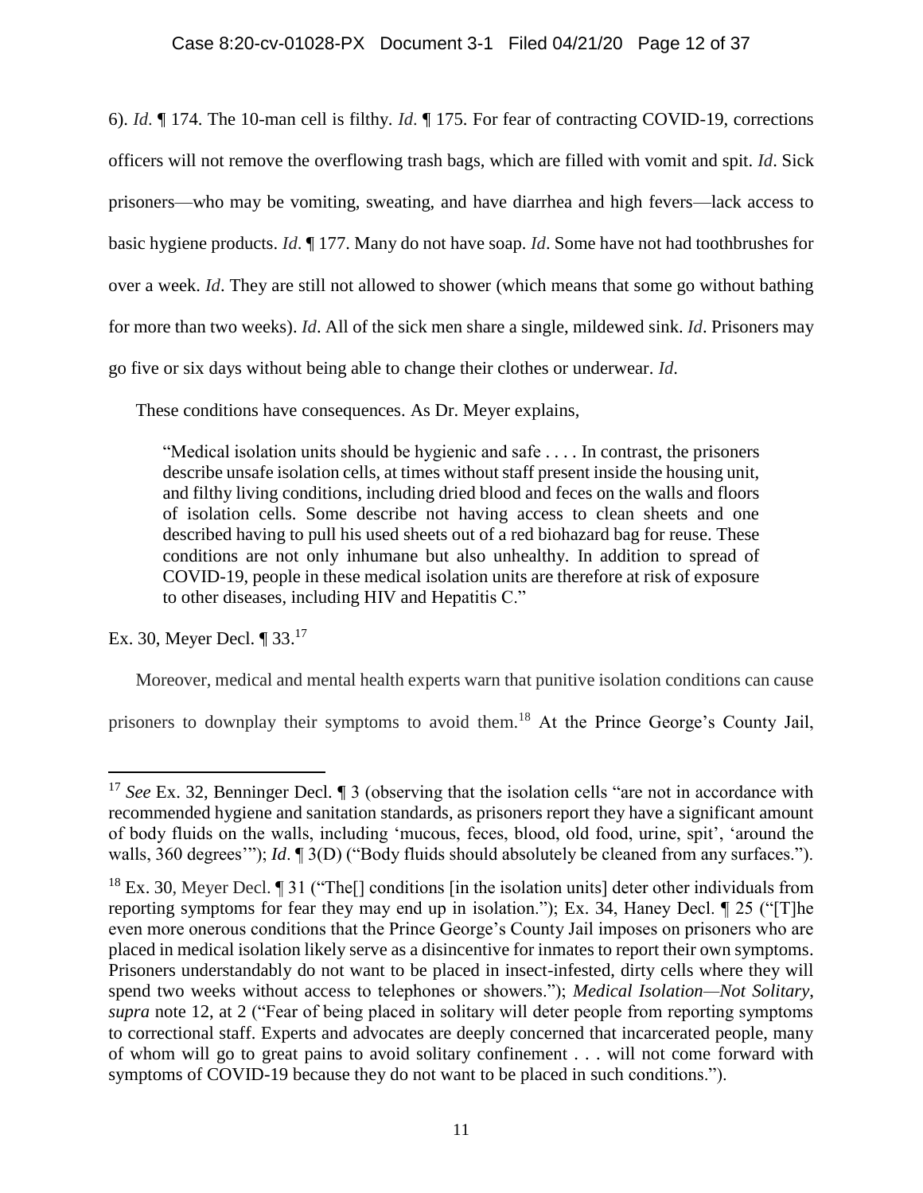6). *Id*. ¶ 174. The 10-man cell is filthy. *Id*. ¶ 175. For fear of contracting COVID-19, corrections officers will not remove the overflowing trash bags, which are filled with vomit and spit. *Id*. Sick prisoners—who may be vomiting, sweating, and have diarrhea and high fevers—lack access to basic hygiene products. *Id*. ¶ 177. Many do not have soap. *Id*. Some have not had toothbrushes for over a week. *Id*. They are still not allowed to shower (which means that some go without bathing for more than two weeks). *Id*. All of the sick men share a single, mildewed sink. *Id*. Prisoners may go five or six days without being able to change their clothes or underwear. *Id*.

These conditions have consequences. As Dr. Meyer explains,

> "Medical isolation units should be hygienic and safe . . . . In contrast, the prisoners describe unsafe isolation cells, at times without staff present inside the housing unit, and filthy living conditions, including dried blood and feces on the walls and floors of isolation cells. Some describe not having access to clean sheets and one described having to pull his used sheets out of a red biohazard bag for reuse. These conditions are not only inhumane but also unhealthy. In addition to spread of COVID-19, people in these medical isolation units are therefore at risk of exposure to other diseases, including HIV and Hepatitis C."

Ex. 30, Meyer Decl. ¶ 33.[17]

Moreover, medical and mental health experts warn that punitive isolation conditions can cause prisoners to downplay their symptoms to avoid them.[18] At the Prince George's County Jail,

---

[17] *See* Ex. 32, Benninger Decl. ¶ 3 (observing that the isolation cells "are not in accordance with recommended hygiene and sanitation standards, as prisoners report they have a significant amount of body fluids on the walls, including 'mucous, feces, blood, old food, urine, spit', 'around the walls, 360 degrees'"); *Id*. ¶ 3(D) ("Body fluids should absolutely be cleaned from any surfaces.").

[18] Ex. 30, Meyer Decl. ¶ 31 ("The[] conditions [in the isolation units] deter other individuals from reporting symptoms for fear they may end up in isolation."); Ex. 34, Haney Decl. ¶ 25 ("[T]he even more onerous conditions that the Prince George's County Jail imposes on prisoners who are placed in medical isolation likely serve as a disincentive for inmates to report their own symptoms. Prisoners understandably do not want to be placed in insect-infested, dirty cells where they will spend two weeks without access to telephones or showers."); *Medical Isolation—Not Solitary*, *supra* note 12, at 2 ("Fear of being placed in solitary will deter people from reporting symptoms to correctional staff. Experts and advocates are deeply concerned that incarcerated people, many of whom will go to great pains to avoid solitary confinement . . . will not come forward with symptoms of COVID-19 because they do not want to be placed in such conditions.").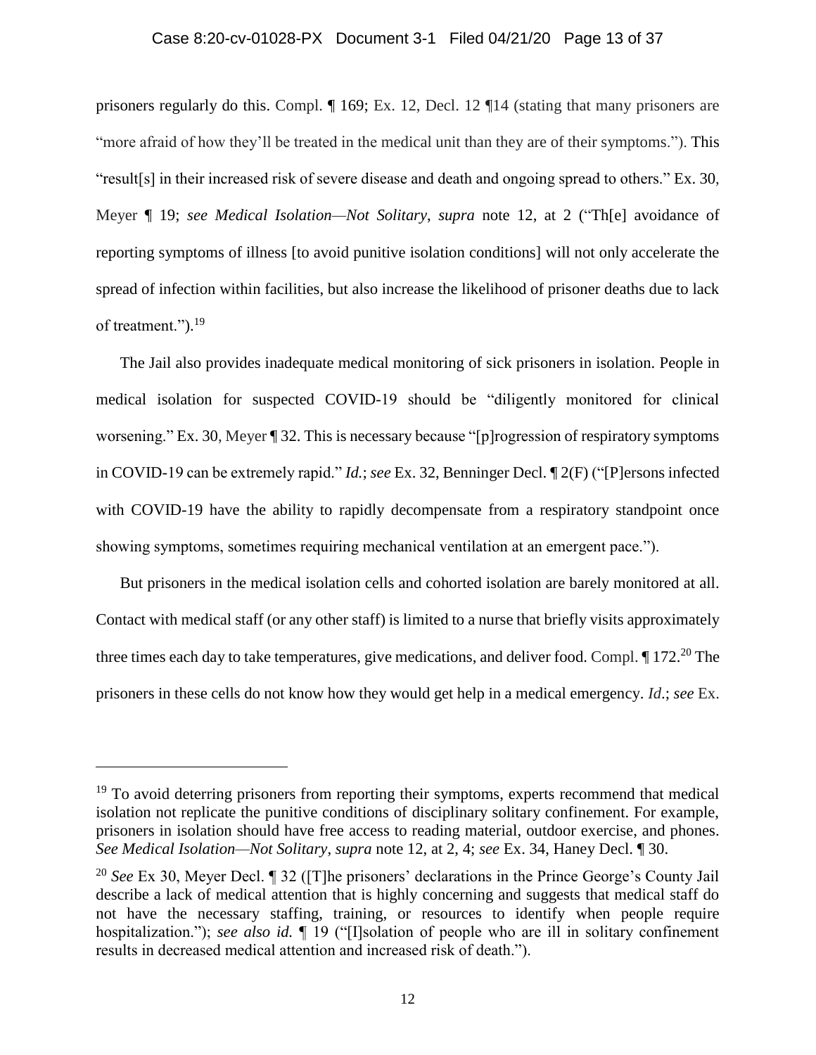prisoners regularly do this. Compl. ¶ 169; Ex. 12, Decl. 12 ¶14 (stating that many prisoners are "more afraid of how they'll be treated in the medical unit than they are of their symptoms."). This "result[s] in their increased risk of severe disease and death and ongoing spread to others." Ex. 30, Meyer ¶ 19; *see Medical Isolation—Not Solitary*, *supra* note 12, at 2 ("Th[e] avoidance of reporting symptoms of illness [to avoid punitive isolation conditions] will not only accelerate the spread of infection within facilities, but also increase the likelihood of prisoner deaths due to lack of treatment.").[19]

The Jail also provides inadequate medical monitoring of sick prisoners in isolation. People in medical isolation for suspected COVID-19 should be "diligently monitored for clinical worsening." Ex. 30, Meyer ¶ 32. This is necessary because "[p]rogression of respiratory symptoms in COVID-19 can be extremely rapid." *Id.*; *see* Ex. 32, Benninger Decl. ¶ 2(F) ("[P]ersons infected with COVID-19 have the ability to rapidly decompensate from a respiratory standpoint once showing symptoms, sometimes requiring mechanical ventilation at an emergent pace.").

But prisoners in the medical isolation cells and cohorted isolation are barely monitored at all. Contact with medical staff (or any other staff) is limited to a nurse that briefly visits approximately three times each day to take temperatures, give medications, and deliver food. Compl. ¶ 172.[20] The prisoners in these cells do not know how they would get help in a medical emergency. *Id*.; *see* Ex.

---

[19] To avoid deterring prisoners from reporting their symptoms, experts recommend that medical isolation not replicate the punitive conditions of disciplinary solitary confinement. For example, prisoners in isolation should have free access to reading material, outdoor exercise, and phones. *See Medical Isolation—Not Solitary*, *supra* note 12, at 2, 4; *see* Ex. 34, Haney Decl. ¶ 30.

[20] *See* Ex 30, Meyer Decl. ¶ 32 ([T]he prisoners' declarations in the Prince George's County Jail describe a lack of medical attention that is highly concerning and suggests that medical staff do not have the necessary staffing, training, or resources to identify when people require hospitalization."); *see also id.* ¶ 19 ("[I]solation of people who are ill in solitary confinement results in decreased medical attention and increased risk of death.").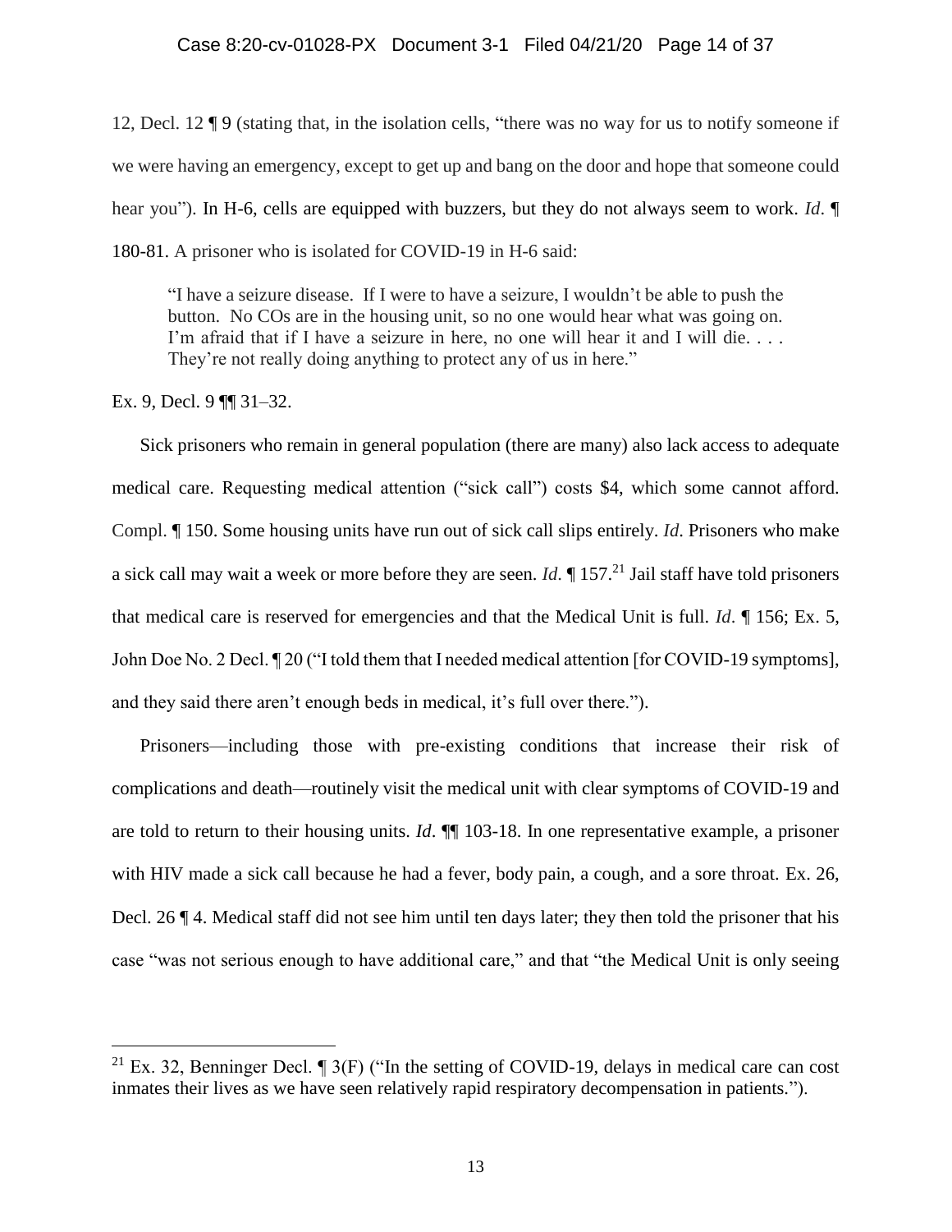12, Decl. 12 ¶ 9 (stating that, in the isolation cells, "there was no way for us to notify someone if we were having an emergency, except to get up and bang on the door and hope that someone could hear you"). In H-6, cells are equipped with buzzers, but they do not always seem to work. *Id*. ¶ 180-81. A prisoner who is isolated for COVID-19 in H-6 said:

> "I have a seizure disease. If I were to have a seizure, I wouldn't be able to push the button. No COs are in the housing unit, so no one would hear what was going on. I'm afraid that if I have a seizure in here, no one will hear it and I will die. . . . They're not really doing anything to protect any of us in here."

Ex. 9, Decl. 9 ¶¶ 31–32.

Sick prisoners who remain in general population (there are many) also lack access to adequate medical care. Requesting medical attention ("sick call") costs $4, which some cannot afford. Compl. ¶ 150. Some housing units have run out of sick call slips entirely. *Id*. Prisoners who make a sick call may wait a week or more before they are seen. *Id*. ¶ 157.[21] Jail staff have told prisoners that medical care is reserved for emergencies and that the Medical Unit is full. *Id*. ¶ 156; Ex. 5, John Doe No. 2 Decl. ¶ 20 ("I told them that I needed medical attention [for COVID-19 symptoms], and they said there aren't enough beds in medical, it's full over there.").

Prisoners—including those with pre-existing conditions that increase their risk of complications and death—routinely visit the medical unit with clear symptoms of COVID-19 and are told to return to their housing units. *Id*. ¶¶ 103-18. In one representative example, a prisoner with HIV made a sick call because he had a fever, body pain, a cough, and a sore throat. Ex. 26, Decl. 26 ¶ 4. Medical staff did not see him until ten days later; they then told the prisoner that his case "was not serious enough to have additional care," and that "the Medical Unit is only seeing

---

[21] Ex. 32, Benninger Decl. ¶ 3(F) ("In the setting of COVID-19, delays in medical care can cost inmates their lives as we have seen relatively rapid respiratory decompensation in patients.").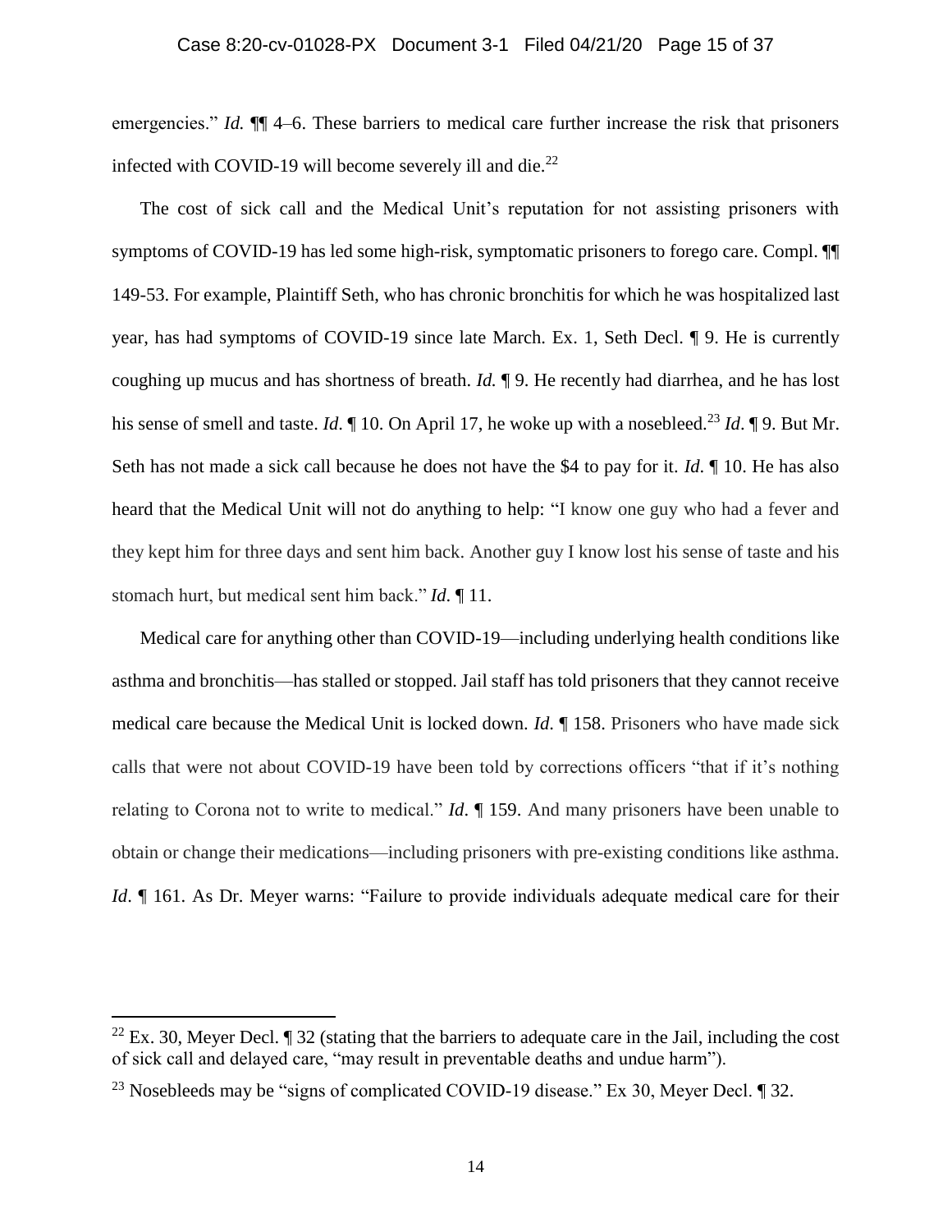emergencies." *Id.* ¶¶ 4–6. These barriers to medical care further increase the risk that prisoners infected with COVID-19 will become severely ill and die.[22]

The cost of sick call and the Medical Unit's reputation for not assisting prisoners with symptoms of COVID-19 has led some high-risk, symptomatic prisoners to forego care. Compl. ¶¶ 149-53. For example, Plaintiff Seth, who has chronic bronchitis for which he was hospitalized last year, has had symptoms of COVID-19 since late March. Ex. 1, Seth Decl. ¶ 9. He is currently coughing up mucus and has shortness of breath. *Id.* ¶ 9. He recently had diarrhea, and he has lost his sense of smell and taste. *Id*. ¶ 10. On April 17, he woke up with a nosebleed.[23] *Id*. ¶ 9. But Mr. Seth has not made a sick call because he does not have the $4 to pay for it. *Id*. ¶ 10. He has also heard that the Medical Unit will not do anything to help: "I know one guy who had a fever and they kept him for three days and sent him back. Another guy I know lost his sense of taste and his stomach hurt, but medical sent him back." *Id*. ¶ 11.

Medical care for anything other than COVID-19—including underlying health conditions like asthma and bronchitis—has stalled or stopped. Jail staff has told prisoners that they cannot receive medical care because the Medical Unit is locked down. *Id*. ¶ 158. Prisoners who have made sick calls that were not about COVID-19 have been told by corrections officers "that if it's nothing relating to Corona not to write to medical." *Id*. ¶ 159. And many prisoners have been unable to obtain or change their medications—including prisoners with pre-existing conditions like asthma. *Id*. ¶ 161. As Dr. Meyer warns: "Failure to provide individuals adequate medical care for their

---

[22] Ex. 30, Meyer Decl. ¶ 32 (stating that the barriers to adequate care in the Jail, including the cost of sick call and delayed care, "may result in preventable deaths and undue harm").

[23] Nosebleeds may be "signs of complicated COVID-19 disease." Ex 30, Meyer Decl. ¶ 32.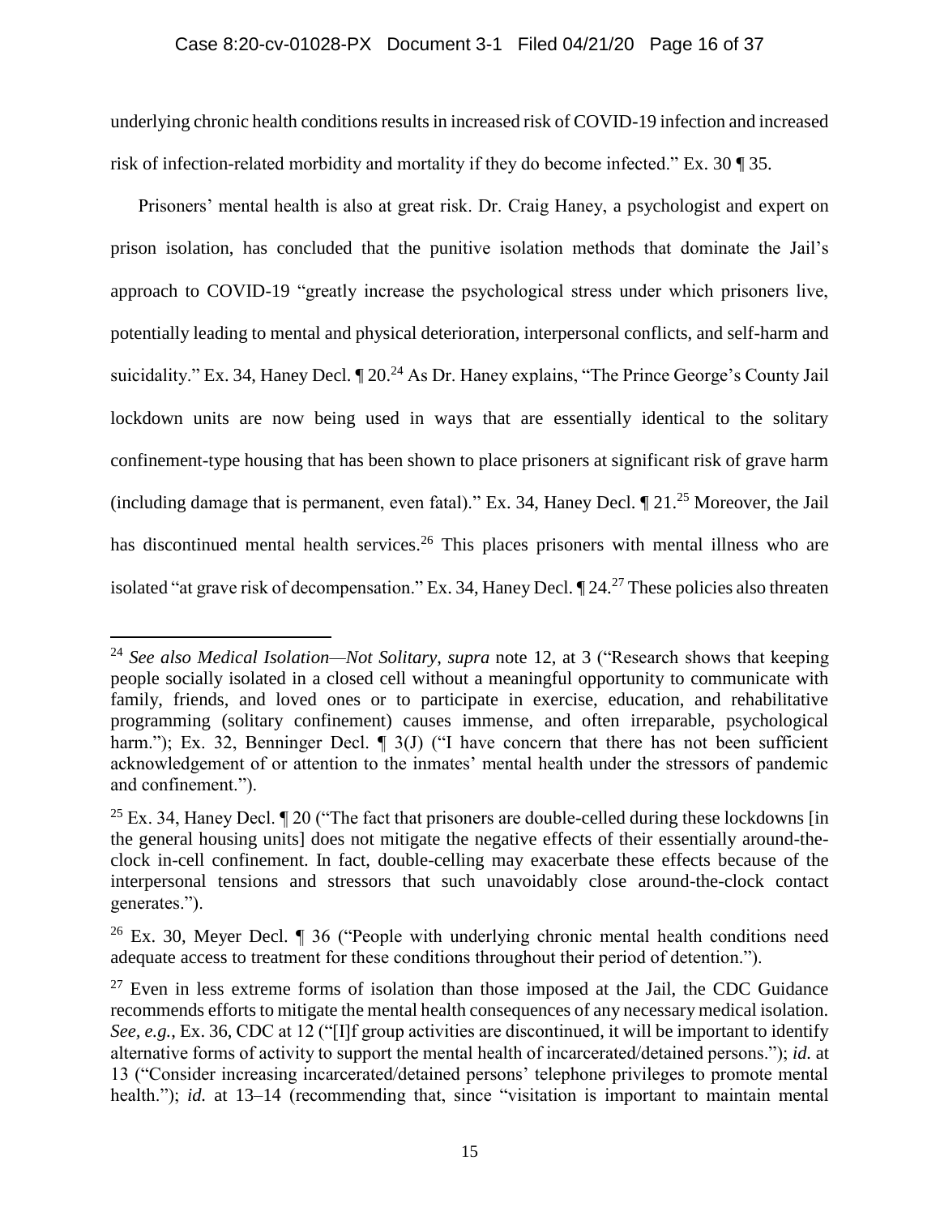underlying chronic health conditions results in increased risk of COVID-19 infection and increased risk of infection-related morbidity and mortality if they do become infected." Ex. 30 ¶ 35.

Prisoners' mental health is also at great risk. Dr. Craig Haney, a psychologist and expert on prison isolation, has concluded that the punitive isolation methods that dominate the Jail's approach to COVID-19 "greatly increase the psychological stress under which prisoners live, potentially leading to mental and physical deterioration, interpersonal conflicts, and self-harm and suicidality." Ex. 34, Haney Decl. ¶ 20.[24] As Dr. Haney explains, "The Prince George's County Jail lockdown units are now being used in ways that are essentially identical to the solitary confinement-type housing that has been shown to place prisoners at significant risk of grave harm (including damage that is permanent, even fatal)." Ex. 34, Haney Decl. ¶ 21.[25] Moreover, the Jail has discontinued mental health services.[26] This places prisoners with mental illness who are isolated "at grave risk of decompensation." Ex. 34, Haney Decl. ¶ 24.[27] These policies also threaten

---

[24] *See also Medical Isolation—Not Solitary*, *supra* note 12, at 3 ("Research shows that keeping people socially isolated in a closed cell without a meaningful opportunity to communicate with family, friends, and loved ones or to participate in exercise, education, and rehabilitative programming (solitary confinement) causes immense, and often irreparable, psychological harm."); Ex. 32, Benninger Decl. ¶ 3(J) ("I have concern that there has not been sufficient acknowledgement of or attention to the inmates' mental health under the stressors of pandemic and confinement.").

[25] Ex. 34, Haney Decl. ¶ 20 ("The fact that prisoners are double-celled during these lockdowns [in the general housing units] does not mitigate the negative effects of their essentially around-the-clock in-cell confinement. In fact, double-celling may exacerbate these effects because of the interpersonal tensions and stressors that such unavoidably close around-the-clock contact generates.").

[26] Ex. 30, Meyer Decl. ¶ 36 ("People with underlying chronic mental health conditions need adequate access to treatment for these conditions throughout their period of detention.").

[27] Even in less extreme forms of isolation than those imposed at the Jail, the CDC Guidance recommends efforts to mitigate the mental health consequences of any necessary medical isolation. *See, e.g.*, Ex. 36, CDC at 12 ("[I]f group activities are discontinued, it will be important to identify alternative forms of activity to support the mental health of incarcerated/detained persons."); *id.* at 13 ("Consider increasing incarcerated/detained persons' telephone privileges to promote mental health."); *id.* at 13–14 (recommending that, since "visitation is important to maintain mental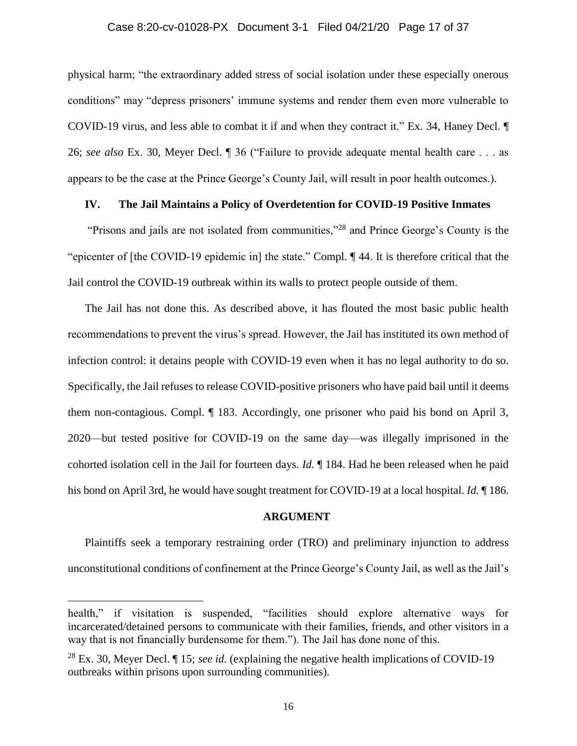physical harm; "the extraordinary added stress of social isolation under these especially onerous conditions" may "depress prisoners' immune systems and render them even more vulnerable to COVID-19 virus, and less able to combat it if and when they contract it." Ex. 34, Haney Decl. ¶ 26; *see also* Ex. 30, Meyer Decl. ¶ 36 ("Failure to provide adequate mental health care . . . as appears to be the case at the Prince George's County Jail, will result in poor health outcomes.).

### IV. The Jail Maintains a Policy of Overdetention for COVID-19 Positive Inmates

"Prisons and jails are not isolated from communities,"[28] and Prince George's County is the "epicenter of [the COVID-19 epidemic in] the state." Compl. ¶ 44. It is therefore critical that the Jail control the COVID-19 outbreak within its walls to protect people outside of them.

The Jail has not done this. As described above, it has flouted the most basic public health recommendations to prevent the virus's spread. However, the Jail has instituted its own method of infection control: it detains people with COVID-19 even when it has no legal authority to do so. Specifically, the Jail refuses to release COVID-positive prisoners who have paid bail until it deems them non-contagious. Compl. ¶ 183. Accordingly, one prisoner who paid his bond on April 3, 2020—but tested positive for COVID-19 on the same day—was illegally imprisoned in the cohorted isolation cell in the Jail for fourteen days. *Id.* ¶ 184. Had he been released when he paid his bond on April 3rd, he would have sought treatment for COVID-19 at a local hospital. *Id.* ¶ 186.

## ARGUMENT

Plaintiffs seek a temporary restraining order (TRO) and preliminary injunction to address unconstitutional conditions of confinement at the Prince George's County Jail, as well as the Jail's

---

health," if visitation is suspended, "facilities should explore alternative ways for incarcerated/detained persons to communicate with their families, friends, and other visitors in a way that is not financially burdensome for them."). The Jail has done none of this.

[28] Ex. 30, Meyer Decl. ¶ 15; *see id.* (explaining the negative health implications of COVID-19 outbreaks within prisons upon surrounding communities).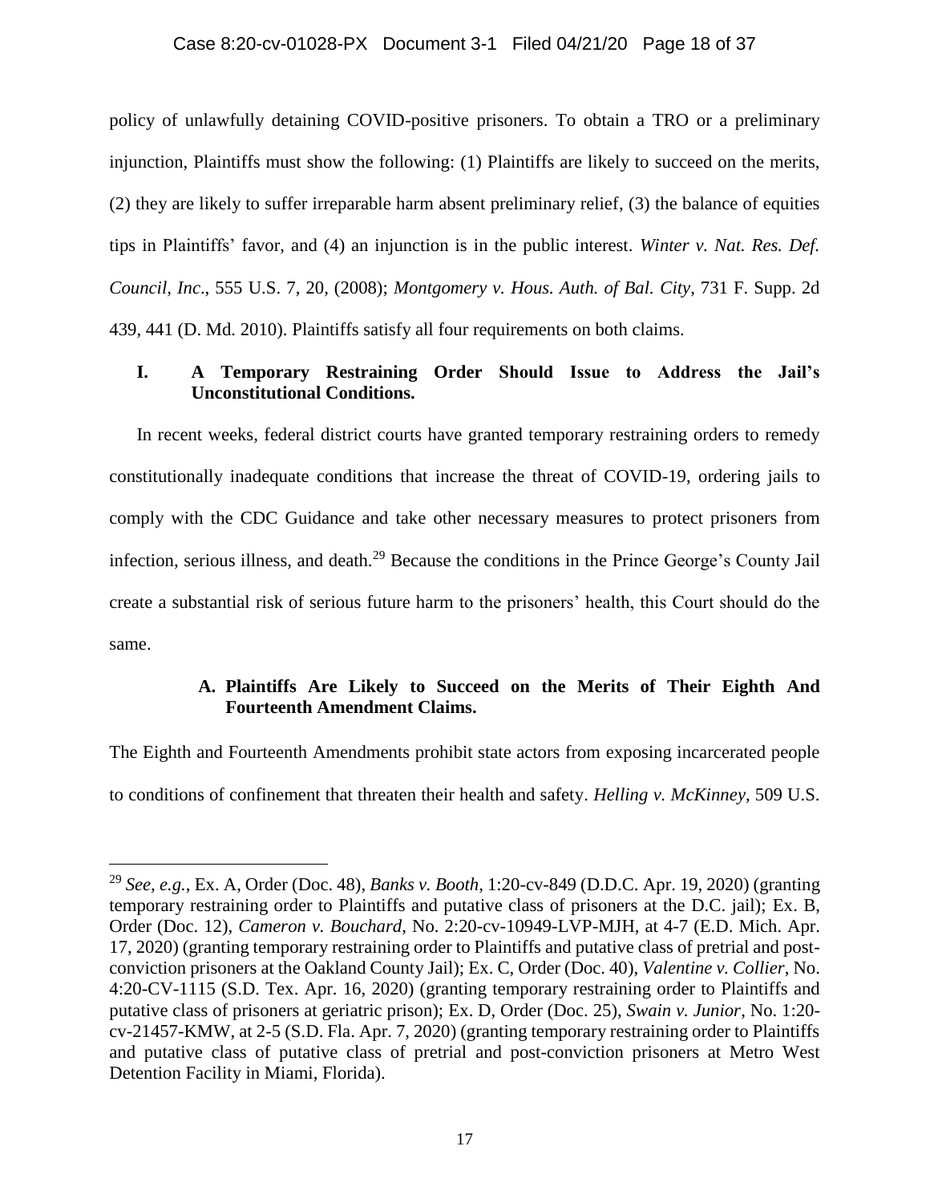policy of unlawfully detaining COVID-positive prisoners. To obtain a TRO or a preliminary injunction, Plaintiffs must show the following: (1) Plaintiffs are likely to succeed on the merits, (2) they are likely to suffer irreparable harm absent preliminary relief, (3) the balance of equities tips in Plaintiffs' favor, and (4) an injunction is in the public interest. *Winter v. Nat. Res. Def. Council, Inc*., 555 U.S. 7, 20, (2008); *Montgomery v. Hous. Auth. of Bal. City*, 731 F. Supp. 2d 439, 441 (D. Md. 2010). Plaintiffs satisfy all four requirements on both claims.

## I. A Temporary Restraining Order Should Issue to Address the Jail's Unconstitutional Conditions.

In recent weeks, federal district courts have granted temporary restraining orders to remedy constitutionally inadequate conditions that increase the threat of COVID-19, ordering jails to comply with the CDC Guidance and take other necessary measures to protect prisoners from infection, serious illness, and death.[29] Because the conditions in the Prince George's County Jail create a substantial risk of serious future harm to the prisoners' health, this Court should do the same.

### A. Plaintiffs Are Likely to Succeed on the Merits of Their Eighth And Fourteenth Amendment Claims.

The Eighth and Fourteenth Amendments prohibit state actors from exposing incarcerated people to conditions of confinement that threaten their health and safety. *Helling v. McKinney*, 509 U.S.

---

[29] *See, e.g.*, Ex. A, Order (Doc. 48), *Banks v. Booth*, 1:20-cv-849 (D.D.C. Apr. 19, 2020) (granting temporary restraining order to Plaintiffs and putative class of prisoners at the D.C. jail); Ex. B, Order (Doc. 12), *Cameron v. Bouchard*, No. 2:20-cv-10949-LVP-MJH, at 4-7 (E.D. Mich. Apr. 17, 2020) (granting temporary restraining order to Plaintiffs and putative class of pretrial and post-conviction prisoners at the Oakland County Jail); Ex. C, Order (Doc. 40), *Valentine v. Collier*, No. 4:20-CV-1115 (S.D. Tex. Apr. 16, 2020) (granting temporary restraining order to Plaintiffs and putative class of prisoners at geriatric prison); Ex. D, Order (Doc. 25), *Swain v. Junior*, No. 1:20-cv-21457-KMW, at 2-5 (S.D. Fla. Apr. 7, 2020) (granting temporary restraining order to Plaintiffs and putative class of putative class of pretrial and post-conviction prisoners at Metro West Detention Facility in Miami, Florida).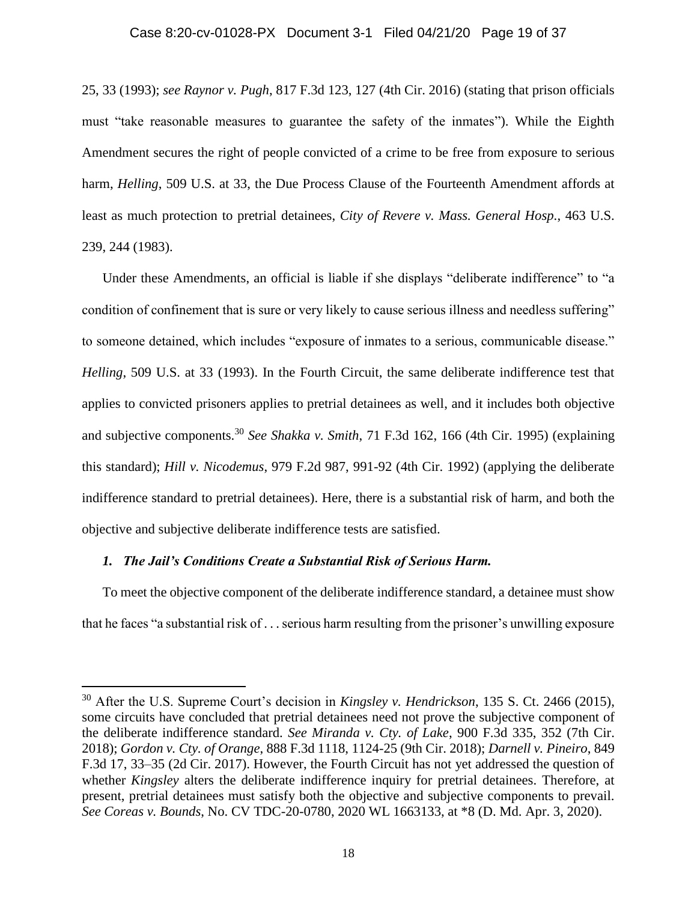25, 33 (1993); *see Raynor v. Pugh*, 817 F.3d 123, 127 (4th Cir. 2016) (stating that prison officials must "take reasonable measures to guarantee the safety of the inmates"). While the Eighth Amendment secures the right of people convicted of a crime to be free from exposure to serious harm, *Helling*, 509 U.S. at 33, the Due Process Clause of the Fourteenth Amendment affords at least as much protection to pretrial detainees, *City of Revere v. Mass. General Hosp.*, 463 U.S. 239, 244 (1983).

Under these Amendments, an official is liable if she displays "deliberate indifference" to "a condition of confinement that is sure or very likely to cause serious illness and needless suffering" to someone detained, which includes "exposure of inmates to a serious, communicable disease." *Helling*, 509 U.S. at 33 (1993). In the Fourth Circuit, the same deliberate indifference test that applies to convicted prisoners applies to pretrial detainees as well, and it includes both objective and subjective components.[30] *See Shakka v. Smith*, 71 F.3d 162, 166 (4th Cir. 1995) (explaining this standard); *Hill v. Nicodemus*, 979 F.2d 987, 991-92 (4th Cir. 1992) (applying the deliberate indifference standard to pretrial detainees). Here, there is a substantial risk of harm, and both the objective and subjective deliberate indifference tests are satisfied.

### *1. The Jail's Conditions Create a Substantial Risk of Serious Harm.*

To meet the objective component of the deliberate indifference standard, a detainee must show that he faces "a substantial risk of . . . serious harm resulting from the prisoner's unwilling exposure

---

[30] After the U.S. Supreme Court's decision in *Kingsley v. Hendrickson*, 135 S. Ct. 2466 (2015), some circuits have concluded that pretrial detainees need not prove the subjective component of the deliberate indifference standard. *See Miranda v. Cty. of Lake*, 900 F.3d 335, 352 (7th Cir. 2018); *Gordon v. Cty. of Orange*, 888 F.3d 1118, 1124-25 (9th Cir. 2018); *Darnell v. Pineiro*, 849 F.3d 17, 33–35 (2d Cir. 2017). However, the Fourth Circuit has not yet addressed the question of whether *Kingsley* alters the deliberate indifference inquiry for pretrial detainees. Therefore, at present, pretrial detainees must satisfy both the objective and subjective components to prevail. *See Coreas v. Bounds*, No. CV TDC-20-0780, 2020 WL 1663133, at *8 (D. Md. Apr. 3, 2020).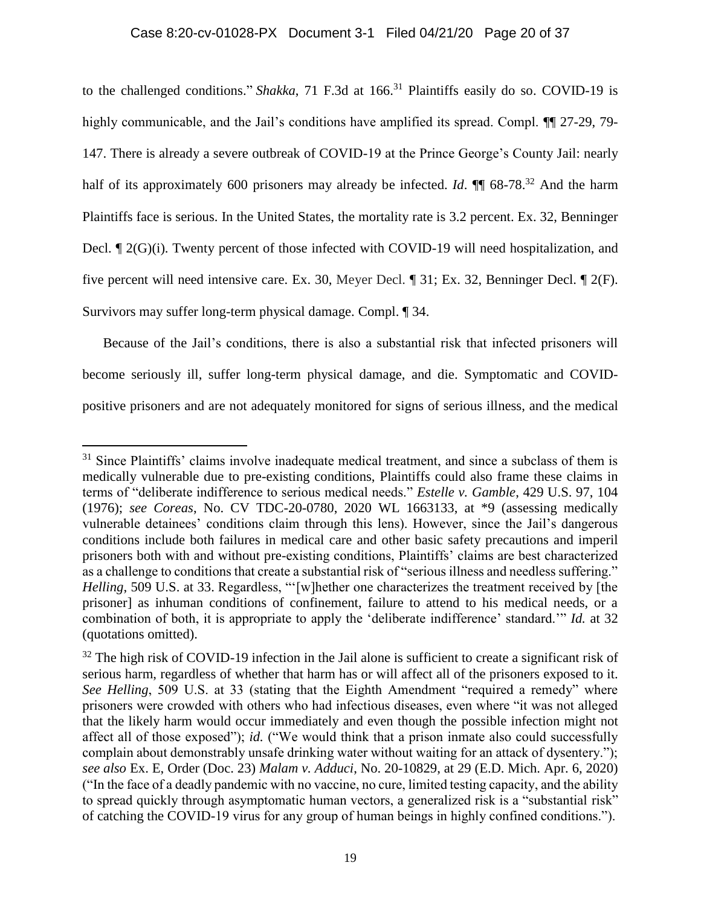to the challenged conditions." *Shakka*, 71 F.3d at 166.[31] Plaintiffs easily do so. COVID-19 is highly communicable, and the Jail's conditions have amplified its spread. Compl. ¶¶ 27-29, 79-147. There is already a severe outbreak of COVID-19 at the Prince George's County Jail: nearly half of its approximately 600 prisoners may already be infected. *Id*. ¶¶ 68-78.[32] And the harm Plaintiffs face is serious. In the United States, the mortality rate is 3.2 percent. Ex. 32, Benninger Decl. ¶ 2(G)(i). Twenty percent of those infected with COVID-19 will need hospitalization, and five percent will need intensive care. Ex. 30, Meyer Decl. ¶ 31; Ex. 32, Benninger Decl. ¶ 2(F). Survivors may suffer long-term physical damage. Compl. ¶ 34.

Because of the Jail's conditions, there is also a substantial risk that infected prisoners will become seriously ill, suffer long-term physical damage, and die. Symptomatic and COVID-positive prisoners and are not adequately monitored for signs of serious illness, and the medical

---

[31] Since Plaintiffs' claims involve inadequate medical treatment, and since a subclass of them is medically vulnerable due to pre-existing conditions, Plaintiffs could also frame these claims in terms of "deliberate indifference to serious medical needs." *Estelle v. Gamble*, 429 U.S. 97, 104 (1976); *see Coreas*, No. CV TDC-20-0780, 2020 WL 1663133, at *9 (assessing medically vulnerable detainees' conditions claim through this lens). However, since the Jail's dangerous conditions include both failures in medical care and other basic safety precautions and imperil prisoners both with and without pre-existing conditions, Plaintiffs' claims are best characterized as a challenge to conditions that create a substantial risk of "serious illness and needless suffering." *Helling*, 509 U.S. at 33. Regardless, "'[w]hether one characterizes the treatment received by [the prisoner] as inhuman conditions of confinement, failure to attend to his medical needs, or a combination of both, it is appropriate to apply the 'deliberate indifference' standard.'" *Id.* at 32 (quotations omitted).

[32] The high risk of COVID-19 infection in the Jail alone is sufficient to create a significant risk of serious harm, regardless of whether that harm has or will affect all of the prisoners exposed to it. *See Helling*, 509 U.S. at 33 (stating that the Eighth Amendment "required a remedy" where prisoners were crowded with others who had infectious diseases, even where "it was not alleged that the likely harm would occur immediately and even though the possible infection might not affect all of those exposed"); *id.* ("We would think that a prison inmate also could successfully complain about demonstrably unsafe drinking water without waiting for an attack of dysentery."); *see also* Ex. E, Order (Doc. 23) *Malam v. Adduci*, No. 20-10829, at 29 (E.D. Mich. Apr. 6, 2020) ("In the face of a deadly pandemic with no vaccine, no cure, limited testing capacity, and the ability to spread quickly through asymptomatic human vectors, a generalized risk is a "substantial risk" of catching the COVID-19 virus for any group of human beings in highly confined conditions.").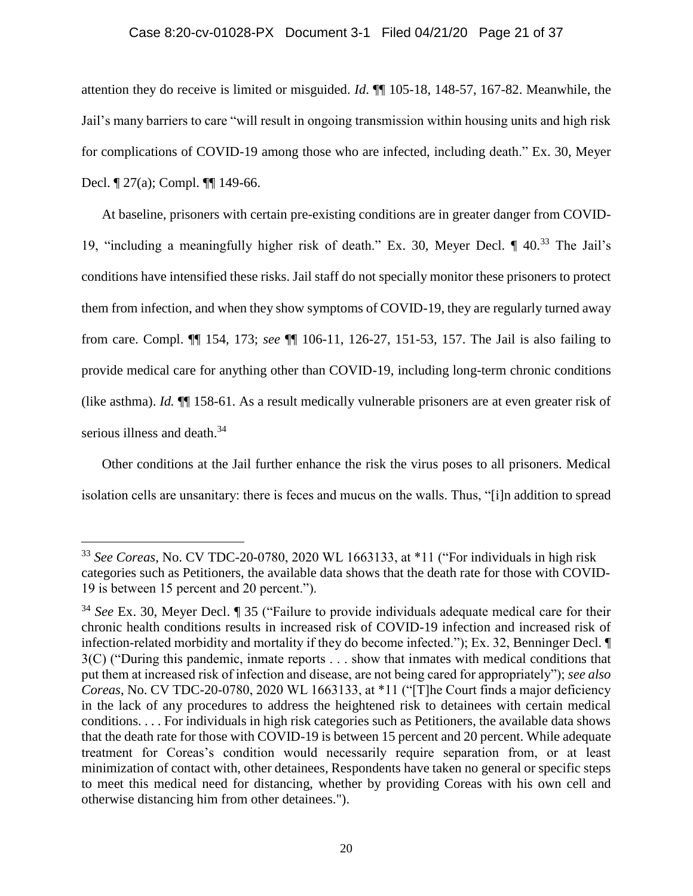attention they do receive is limited or misguided. *Id*. ¶¶ 105-18, 148-57, 167-82. Meanwhile, the Jail's many barriers to care "will result in ongoing transmission within housing units and high risk for complications of COVID-19 among those who are infected, including death." Ex. 30, Meyer Decl. ¶ 27(a); Compl. ¶¶ 149-66.

At baseline, prisoners with certain pre-existing conditions are in greater danger from COVID-19, "including a meaningfully higher risk of death." Ex. 30, Meyer Decl. ¶ 40.[33] The Jail's conditions have intensified these risks. Jail staff do not specially monitor these prisoners to protect them from infection, and when they show symptoms of COVID-19, they are regularly turned away from care. Compl. ¶¶ 154, 173; *see* ¶¶ 106-11, 126-27, 151-53, 157. The Jail is also failing to provide medical care for anything other than COVID-19, including long-term chronic conditions (like asthma). *Id.* ¶¶ 158-61. As a result medically vulnerable prisoners are at even greater risk of serious illness and death.[34]

Other conditions at the Jail further enhance the risk the virus poses to all prisoners. Medical isolation cells are unsanitary: there is feces and mucus on the walls. Thus, "[i]n addition to spread

---

[33] *See Coreas*, No. CV TDC-20-0780, 2020 WL 1663133, at *11 ("For individuals in high risk categories such as Petitioners, the available data shows that the death rate for those with COVID-19 is between 15 percent and 20 percent.").

[34] *See* Ex. 30, Meyer Decl. ¶ 35 ("Failure to provide individuals adequate medical care for their chronic health conditions results in increased risk of COVID-19 infection and increased risk of infection-related morbidity and mortality if they do become infected."); Ex. 32, Benninger Decl. ¶ 3(C) ("During this pandemic, inmate reports . . . show that inmates with medical conditions that put them at increased risk of infection and disease, are not being cared for appropriately"); *see also Coreas*, No. CV TDC-20-0780, 2020 WL 1663133, at *11 ("[T]he Court finds a major deficiency in the lack of any procedures to address the heightened risk to detainees with certain medical conditions. . . . For individuals in high risk categories such as Petitioners, the available data shows that the death rate for those with COVID-19 is between 15 percent and 20 percent. While adequate treatment for Coreas's condition would necessarily require separation from, or at least minimization of contact with, other detainees, Respondents have taken no general or specific steps to meet this medical need for distancing, whether by providing Coreas with his own cell and otherwise distancing him from other detainees.").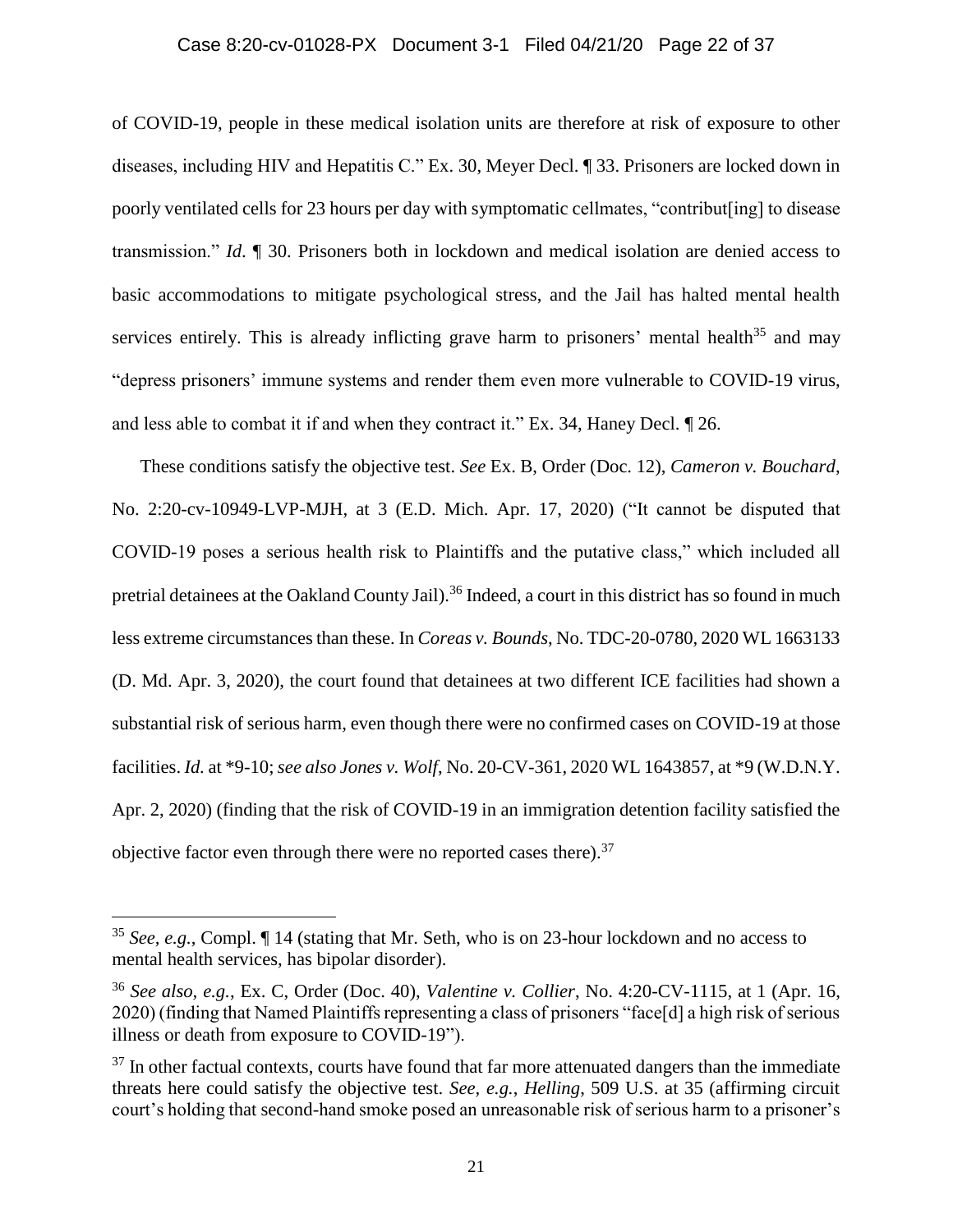of COVID-19, people in these medical isolation units are therefore at risk of exposure to other diseases, including HIV and Hepatitis C." Ex. 30, Meyer Decl. ¶ 33. Prisoners are locked down in poorly ventilated cells for 23 hours per day with symptomatic cellmates, "contribut[ing] to disease transmission." *Id.* ¶ 30. Prisoners both in lockdown and medical isolation are denied access to basic accommodations to mitigate psychological stress, and the Jail has halted mental health services entirely. This is already inflicting grave harm to prisoners' mental health[35] and may "depress prisoners' immune systems and render them even more vulnerable to COVID-19 virus, and less able to combat it if and when they contract it." Ex. 34, Haney Decl. ¶ 26.

These conditions satisfy the objective test. *See* Ex. B, Order (Doc. 12), *Cameron v. Bouchard*, No. 2:20-cv-10949-LVP-MJH, at 3 (E.D. Mich. Apr. 17, 2020) ("It cannot be disputed that COVID-19 poses a serious health risk to Plaintiffs and the putative class," which included all pretrial detainees at the Oakland County Jail).[36] Indeed, a court in this district has so found in much less extreme circumstances than these. In *Coreas v. Bounds*, No. TDC-20-0780, 2020 WL 1663133 (D. Md. Apr. 3, 2020), the court found that detainees at two different ICE facilities had shown a substantial risk of serious harm, even though there were no confirmed cases on COVID-19 at those facilities. *Id.* at *9-10; *see also Jones v. Wolf*, No. 20-CV-361, 2020 WL 1643857, at *9 (W.D.N.Y. Apr. 2, 2020) (finding that the risk of COVID-19 in an immigration detention facility satisfied the objective factor even through there were no reported cases there).[37]

---

[35] *See, e.g.*, Compl. ¶ 14 (stating that Mr. Seth, who is on 23-hour lockdown and no access to mental health services, has bipolar disorder).

[36] *See also, e.g.*, Ex. C, Order (Doc. 40), *Valentine v. Collier*, No. 4:20-CV-1115, at 1 (Apr. 16, 2020) (finding that Named Plaintiffs representing a class of prisoners "face[d] a high risk of serious illness or death from exposure to COVID-19").

[37] In other factual contexts, courts have found that far more attenuated dangers than the immediate threats here could satisfy the objective test. *See, e.g.*, *Helling*, 509 U.S. at 35 (affirming circuit court's holding that second-hand smoke posed an unreasonable risk of serious harm to a prisoner's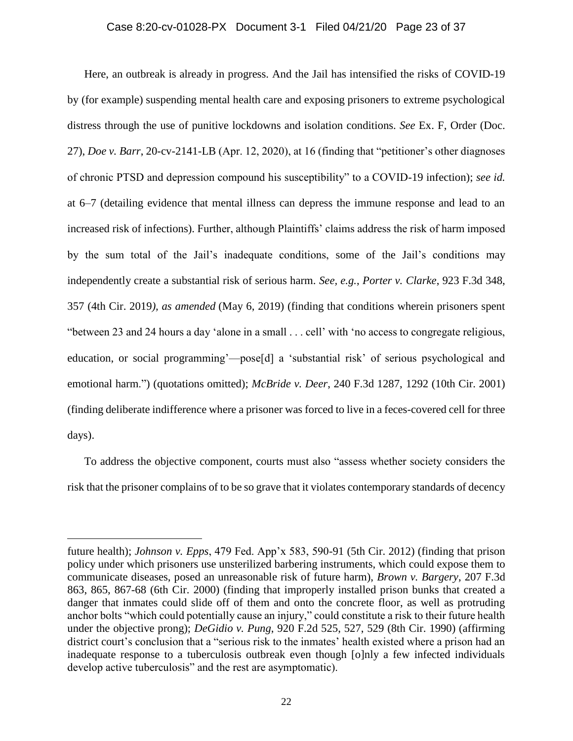Here, an outbreak is already in progress. And the Jail has intensified the risks of COVID-19 by (for example) suspending mental health care and exposing prisoners to extreme psychological distress through the use of punitive lockdowns and isolation conditions. *See* Ex. F, Order (Doc. 27), *Doe v. Barr*, 20-cv-2141-LB (Apr. 12, 2020), at 16 (finding that "petitioner's other diagnoses of chronic PTSD and depression compound his susceptibility" to a COVID-19 infection); *see id.* at 6–7 (detailing evidence that mental illness can depress the immune response and lead to an increased risk of infections). Further, although Plaintiffs' claims address the risk of harm imposed by the sum total of the Jail's inadequate conditions, some of the Jail's conditions may independently create a substantial risk of serious harm. *See, e.g.*, *Porter v. Clarke*, 923 F.3d 348, 357 (4th Cir. 2019*), as amended* (May 6, 2019) (finding that conditions wherein prisoners spent "between 23 and 24 hours a day 'alone in a small . . . cell' with 'no access to congregate religious, education, or social programming'—pose[d] a 'substantial risk' of serious psychological and emotional harm.") (quotations omitted); *McBride v. Deer*, 240 F.3d 1287, 1292 (10th Cir. 2001) (finding deliberate indifference where a prisoner was forced to live in a feces-covered cell for three days).

To address the objective component, courts must also "assess whether society considers the risk that the prisoner complains of to be so grave that it violates contemporary standards of decency

---

future health); *Johnson v. Epps*, 479 Fed. App'x 583, 590-91 (5th Cir. 2012) (finding that prison policy under which prisoners use unsterilized barbering instruments, which could expose them to communicate diseases, posed an unreasonable risk of future harm), *Brown v. Bargery*, 207 F.3d 863, 865, 867-68 (6th Cir. 2000) (finding that improperly installed prison bunks that created a danger that inmates could slide off of them and onto the concrete floor, as well as protruding anchor bolts "which could potentially cause an injury," could constitute a risk to their future health under the objective prong); *DeGidio v. Pung*, 920 F.2d 525, 527, 529 (8th Cir. 1990) (affirming district court's conclusion that a "serious risk to the inmates' health existed where a prison had an inadequate response to a tuberculosis outbreak even though [o]nly a few infected individuals develop active tuberculosis" and the rest are asymptomatic).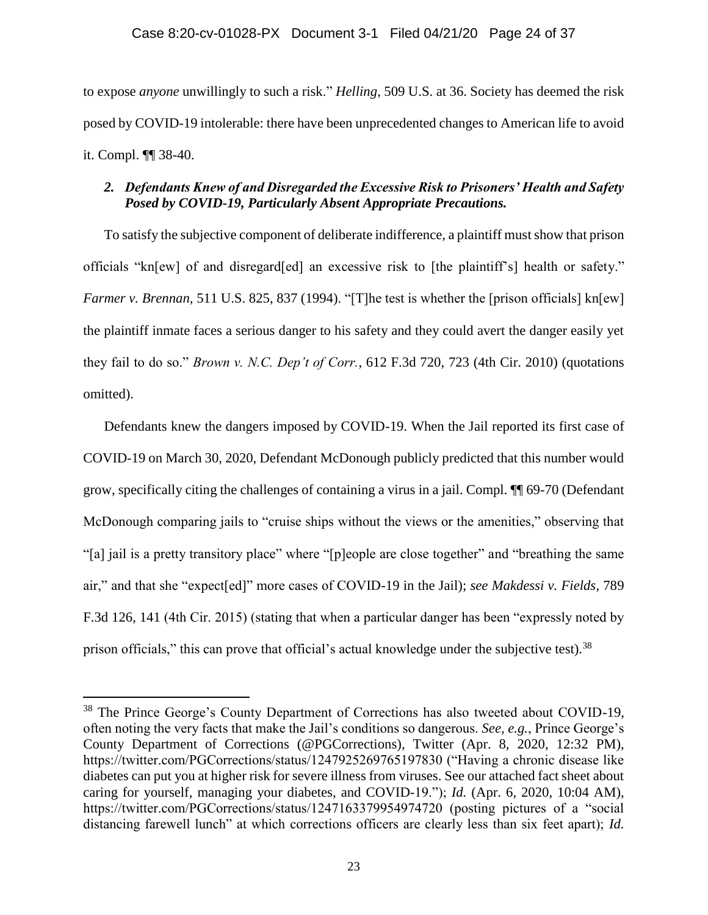to expose *anyone* unwillingly to such a risk." *Helling*, 509 U.S. at 36. Society has deemed the risk posed by COVID-19 intolerable: there have been unprecedented changes to American life to avoid it. Compl. ¶¶ 38-40.

### *2. Defendants Knew of and Disregarded the Excessive Risk to Prisoners' Health and Safety Posed by COVID-19, Particularly Absent Appropriate Precautions.*

To satisfy the subjective component of deliberate indifference, a plaintiff must show that prison officials "kn[ew] of and disregard[ed] an excessive risk to [the plaintiff's] health or safety." *Farmer v. Brennan*, 511 U.S. 825, 837 (1994). "[T]he test is whether the [prison officials] kn[ew] the plaintiff inmate faces a serious danger to his safety and they could avert the danger easily yet they fail to do so." *Brown v. N.C. Dep't of Corr.*, 612 F.3d 720, 723 (4th Cir. 2010) (quotations omitted).

Defendants knew the dangers imposed by COVID-19. When the Jail reported its first case of COVID-19 on March 30, 2020, Defendant McDonough publicly predicted that this number would grow, specifically citing the challenges of containing a virus in a jail. Compl. ¶¶ 69-70 (Defendant McDonough comparing jails to "cruise ships without the views or the amenities," observing that "[a] jail is a pretty transitory place" where "[p]eople are close together" and "breathing the same air," and that she "expect[ed]" more cases of COVID-19 in the Jail); *see Makdessi v. Fields*, 789 F.3d 126, 141 (4th Cir. 2015) (stating that when a particular danger has been "expressly noted by prison officials," this can prove that official's actual knowledge under the subjective test).[38]

---

[38] The Prince George's County Department of Corrections has also tweeted about COVID-19, often noting the very facts that make the Jail's conditions so dangerous. *See, e.g.*, Prince George's County Department of Corrections (@PGCorrections), Twitter (Apr. 8, 2020, 12:32 PM), https://twitter.com/PGCorrections/status/1247925269765197830 ("Having a chronic disease like diabetes can put you at higher risk for severe illness from viruses. See our attached fact sheet about caring for yourself, managing your diabetes, and COVID-19."); *Id.* (Apr. 6, 2020, 10:04 AM), https://twitter.com/PGCorrections/status/1247163379954974720 (posting pictures of a "social distancing farewell lunch" at which corrections officers are clearly less than six feet apart); *Id.*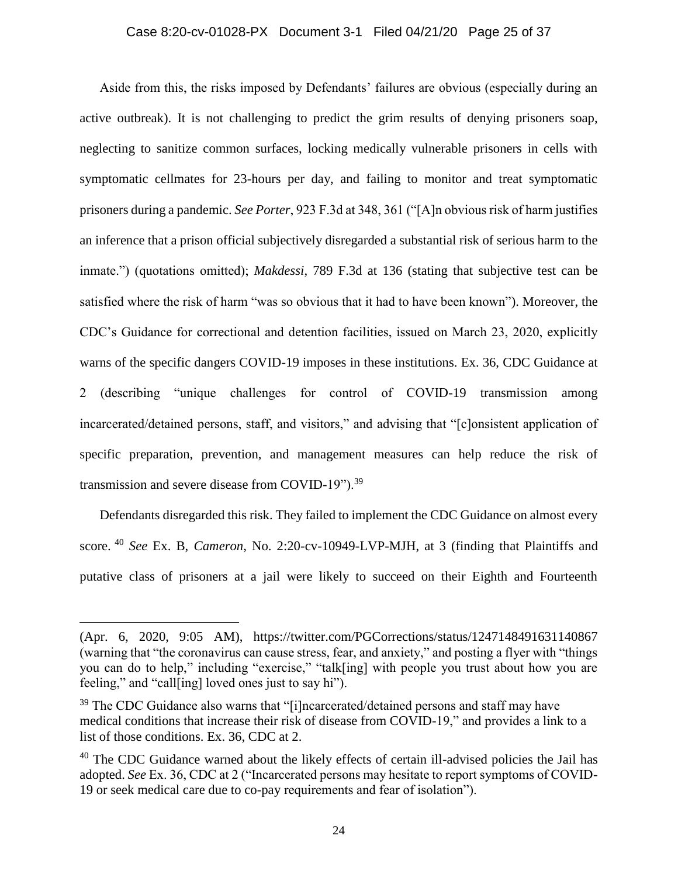Aside from this, the risks imposed by Defendants' failures are obvious (especially during an active outbreak). It is not challenging to predict the grim results of denying prisoners soap, neglecting to sanitize common surfaces, locking medically vulnerable prisoners in cells with symptomatic cellmates for 23-hours per day, and failing to monitor and treat symptomatic prisoners during a pandemic. *See Porter*, 923 F.3d at 348, 361 ("[A]n obvious risk of harm justifies an inference that a prison official subjectively disregarded a substantial risk of serious harm to the inmate.") (quotations omitted); *Makdessi*, 789 F.3d at 136 (stating that subjective test can be satisfied where the risk of harm "was so obvious that it had to have been known"). Moreover, the CDC's Guidance for correctional and detention facilities, issued on March 23, 2020, explicitly warns of the specific dangers COVID-19 imposes in these institutions. Ex. 36, CDC Guidance at 2 (describing "unique challenges for control of COVID-19 transmission among incarcerated/detained persons, staff, and visitors," and advising that "[c]onsistent application of specific preparation, prevention, and management measures can help reduce the risk of transmission and severe disease from COVID-19").[39]

Defendants disregarded this risk. They failed to implement the CDC Guidance on almost every score.[40] *See* Ex. B, *Cameron*, No. 2:20-cv-10949-LVP-MJH, at 3 (finding that Plaintiffs and putative class of prisoners at a jail were likely to succeed on their Eighth and Fourteenth

---

(Apr. 6, 2020, 9:05 AM), https://twitter.com/PGCorrections/status/1247148491631140867 (warning that "the coronavirus can cause stress, fear, and anxiety," and posting a flyer with "things you can do to help," including "exercise," "talk[ing] with people you trust about how you are feeling," and "call[ing] loved ones just to say hi").

[39] The CDC Guidance also warns that "[i]ncarcerated/detained persons and staff may have medical conditions that increase their risk of disease from COVID-19," and provides a link to a list of those conditions. Ex. 36, CDC at 2.

[40] The CDC Guidance warned about the likely effects of certain ill-advised policies the Jail has adopted. *See* Ex. 36, CDC at 2 ("Incarcerated persons may hesitate to report symptoms of COVID-19 or seek medical care due to co-pay requirements and fear of isolation").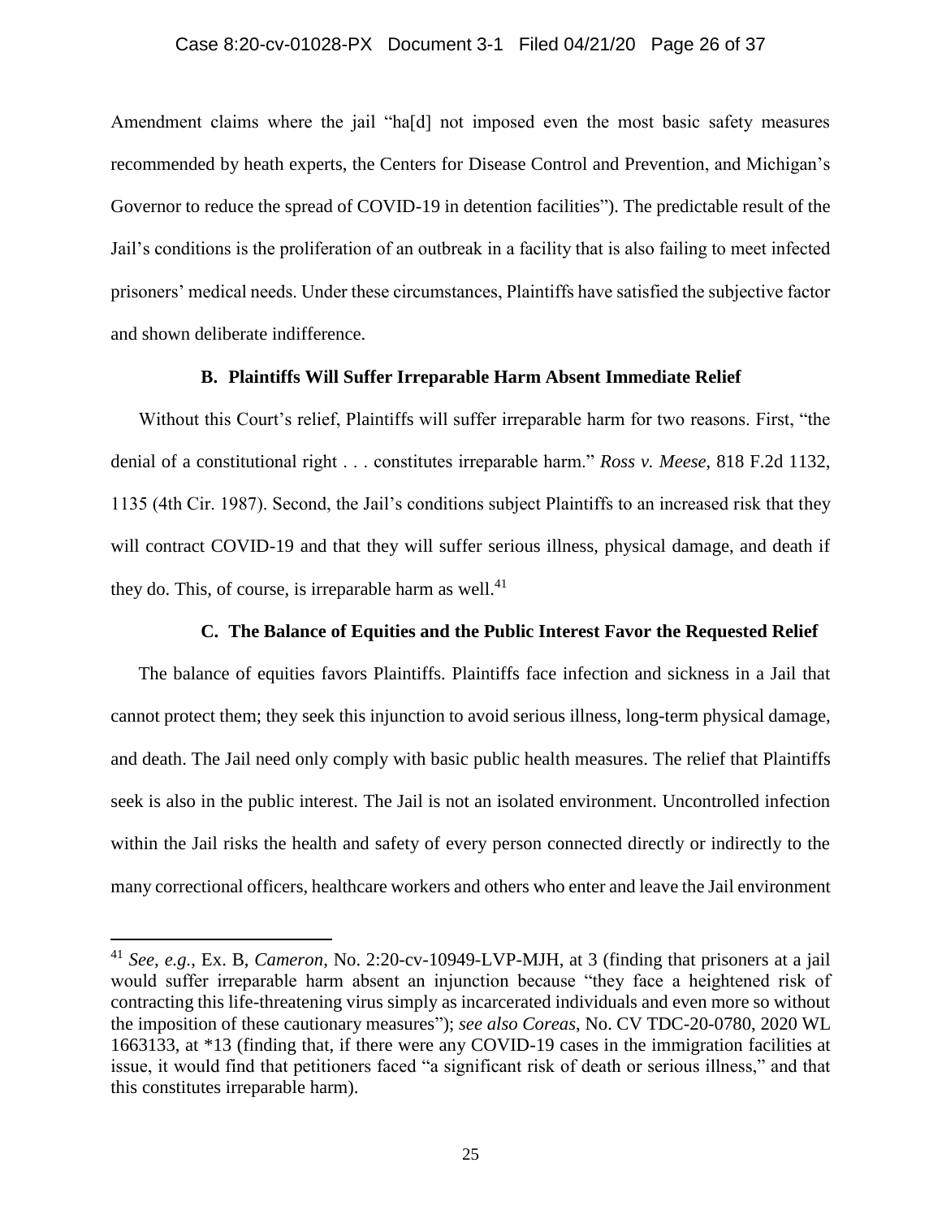Amendment claims where the jail "ha[d] not imposed even the most basic safety measures recommended by heath experts, the Centers for Disease Control and Prevention, and Michigan's Governor to reduce the spread of COVID-19 in detention facilities"). The predictable result of the Jail's conditions is the proliferation of an outbreak in a facility that is also failing to meet infected prisoners' medical needs. Under these circumstances, Plaintiffs have satisfied the subjective factor and shown deliberate indifference.

### B. Plaintiffs Will Suffer Irreparable Harm Absent Immediate Relief

Without this Court's relief, Plaintiffs will suffer irreparable harm for two reasons. First, "the denial of a constitutional right . . . constitutes irreparable harm." *Ross v. Meese*, 818 F.2d 1132, 1135 (4th Cir. 1987). Second, the Jail's conditions subject Plaintiffs to an increased risk that they will contract COVID-19 and that they will suffer serious illness, physical damage, and death if they do. This, of course, is irreparable harm as well.[41]

### C. The Balance of Equities and the Public Interest Favor the Requested Relief

The balance of equities favors Plaintiffs. Plaintiffs face infection and sickness in a Jail that cannot protect them; they seek this injunction to avoid serious illness, long-term physical damage, and death. The Jail need only comply with basic public health measures. The relief that Plaintiffs seek is also in the public interest. The Jail is not an isolated environment. Uncontrolled infection within the Jail risks the health and safety of every person connected directly or indirectly to the many correctional officers, healthcare workers and others who enter and leave the Jail environment

---

[41] *See, e.g.*, Ex. B, *Cameron*, No. 2:20-cv-10949-LVP-MJH, at 3 (finding that prisoners at a jail would suffer irreparable harm absent an injunction because "they face a heightened risk of contracting this life-threatening virus simply as incarcerated individuals and even more so without the imposition of these cautionary measures"); *see also Coreas*, No. CV TDC-20-0780, 2020 WL 1663133, at *13 (finding that, if there were any COVID-19 cases in the immigration facilities at issue, it would find that petitioners faced "a significant risk of death or serious illness," and that this constitutes irreparable harm).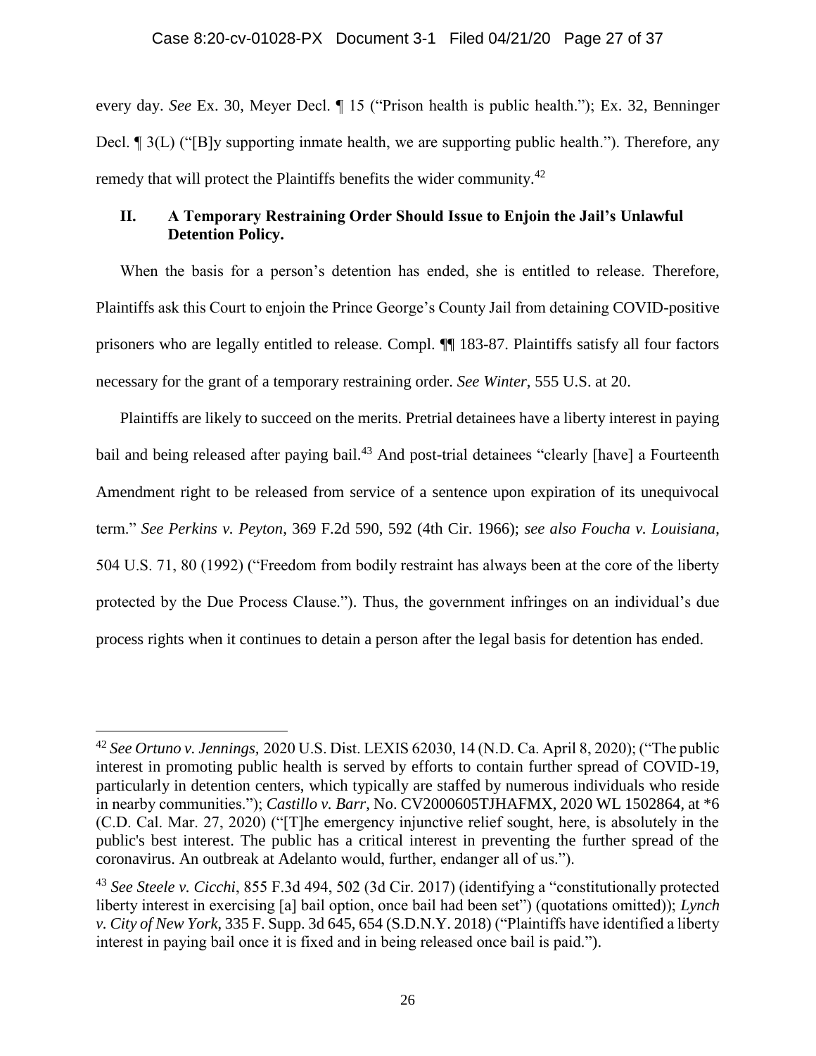every day. *See* Ex. 30, Meyer Decl. ¶ 15 ("Prison health is public health."); Ex. 32, Benninger Decl. ¶ 3(L) ("[B]y supporting inmate health, we are supporting public health."). Therefore, any remedy that will protect the Plaintiffs benefits the wider community.[42]

## II. A Temporary Restraining Order Should Issue to Enjoin the Jail's Unlawful Detention Policy.

When the basis for a person's detention has ended, she is entitled to release. Therefore, Plaintiffs ask this Court to enjoin the Prince George's County Jail from detaining COVID-positive prisoners who are legally entitled to release. Compl. ¶¶ 183-87. Plaintiffs satisfy all four factors necessary for the grant of a temporary restraining order. *See Winter*, 555 U.S. at 20.

Plaintiffs are likely to succeed on the merits. Pretrial detainees have a liberty interest in paying bail and being released after paying bail.[43] And post-trial detainees "clearly [have] a Fourteenth Amendment right to be released from service of a sentence upon expiration of its unequivocal term." *See Perkins v. Peyton*, 369 F.2d 590, 592 (4th Cir. 1966); *see also Foucha v. Louisiana*, 504 U.S. 71, 80 (1992) ("Freedom from bodily restraint has always been at the core of the liberty protected by the Due Process Clause."). Thus, the government infringes on an individual's due process rights when it continues to detain a person after the legal basis for detention has ended.

---

[42] *See Ortuno v. Jennings*, 2020 U.S. Dist. LEXIS 62030, 14 (N.D. Ca. April 8, 2020); ("The public interest in promoting public health is served by efforts to contain further spread of COVID-19, particularly in detention centers, which typically are staffed by numerous individuals who reside in nearby communities."); *Castillo v. Barr*, No. CV2000605TJHAFMX, 2020 WL 1502864, at *6 (C.D. Cal. Mar. 27, 2020) ("[T]he emergency injunctive relief sought, here, is absolutely in the public's best interest. The public has a critical interest in preventing the further spread of the coronavirus. An outbreak at Adelanto would, further, endanger all of us.").

[43] *See Steele v. Cicchi*, 855 F.3d 494, 502 (3d Cir. 2017) (identifying a "constitutionally protected liberty interest in exercising [a] bail option, once bail had been set") (quotations omitted)); *Lynch v. City of New York*, 335 F. Supp. 3d 645, 654 (S.D.N.Y. 2018) ("Plaintiffs have identified a liberty interest in paying bail once it is fixed and in being released once bail is paid.").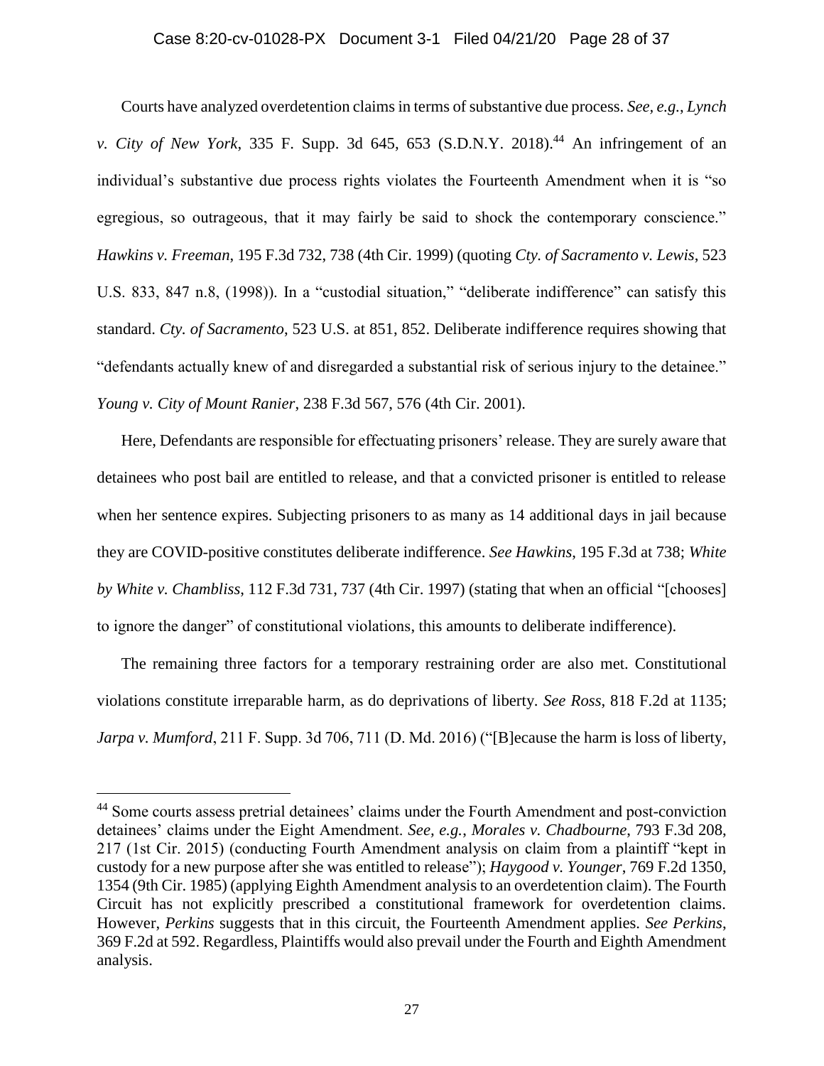Courts have analyzed overdetention claims in terms of substantive due process. *See, e.g.*, *Lynch v. City of New York*, 335 F. Supp. 3d 645, 653 (S.D.N.Y. 2018).[44] An infringement of an individual's substantive due process rights violates the Fourteenth Amendment when it is "so egregious, so outrageous, that it may fairly be said to shock the contemporary conscience." *Hawkins v. Freeman*, 195 F.3d 732, 738 (4th Cir. 1999) (quoting *Cty. of Sacramento v. Lewis*, 523 U.S. 833, 847 n.8, (1998)). In a "custodial situation," "deliberate indifference" can satisfy this standard. *Cty. of Sacramento*, 523 U.S. at 851, 852. Deliberate indifference requires showing that "defendants actually knew of and disregarded a substantial risk of serious injury to the detainee." *Young v. City of Mount Ranier*, 238 F.3d 567, 576 (4th Cir. 2001).

Here, Defendants are responsible for effectuating prisoners' release. They are surely aware that detainees who post bail are entitled to release, and that a convicted prisoner is entitled to release when her sentence expires. Subjecting prisoners to as many as 14 additional days in jail because they are COVID-positive constitutes deliberate indifference. *See Hawkins*, 195 F.3d at 738; *White by White v. Chambliss*, 112 F.3d 731, 737 (4th Cir. 1997) (stating that when an official "[chooses] to ignore the danger" of constitutional violations, this amounts to deliberate indifference).

The remaining three factors for a temporary restraining order are also met. Constitutional violations constitute irreparable harm, as do deprivations of liberty. *See Ross*, 818 F.2d at 1135; *Jarpa v. Mumford*, 211 F. Supp. 3d 706, 711 (D. Md. 2016) ("[B]ecause the harm is loss of liberty,

---

[44] Some courts assess pretrial detainees' claims under the Fourth Amendment and post-conviction detainees' claims under the Eight Amendment. *See, e.g.*, *Morales v. Chadbourne*, 793 F.3d 208, 217 (1st Cir. 2015) (conducting Fourth Amendment analysis on claim from a plaintiff "kept in custody for a new purpose after she was entitled to release"); *Haygood v. Younger*, 769 F.2d 1350, 1354 (9th Cir. 1985) (applying Eighth Amendment analysis to an overdetention claim). The Fourth Circuit has not explicitly prescribed a constitutional framework for overdetention claims. However, *Perkins* suggests that in this circuit, the Fourteenth Amendment applies. *See Perkins*, 369 F.2d at 592. Regardless, Plaintiffs would also prevail under the Fourth and Eighth Amendment analysis.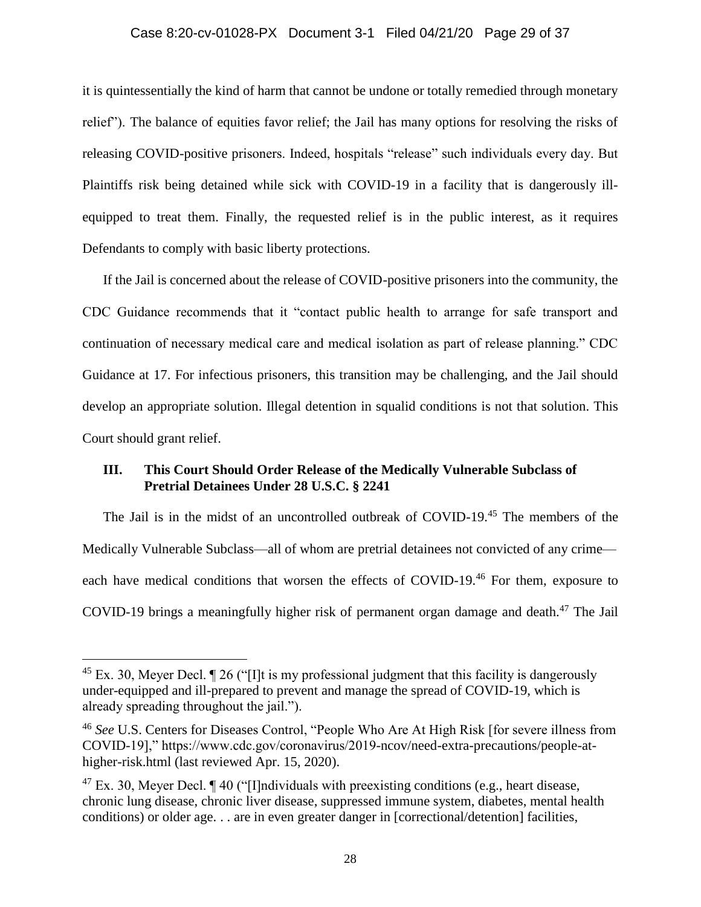it is quintessentially the kind of harm that cannot be undone or totally remedied through monetary relief"). The balance of equities favor relief; the Jail has many options for resolving the risks of releasing COVID-positive prisoners. Indeed, hospitals "release" such individuals every day. But Plaintiffs risk being detained while sick with COVID-19 in a facility that is dangerously ill-equipped to treat them. Finally, the requested relief is in the public interest, as it requires Defendants to comply with basic liberty protections.

If the Jail is concerned about the release of COVID-positive prisoners into the community, the CDC Guidance recommends that it "contact public health to arrange for safe transport and continuation of necessary medical care and medical isolation as part of release planning." CDC Guidance at 17. For infectious prisoners, this transition may be challenging, and the Jail should develop an appropriate solution. Illegal detention in squalid conditions is not that solution. This Court should grant relief.

### III. This Court Should Order Release of the Medically Vulnerable Subclass of Pretrial Detainees Under 28 U.S.C. § 2241

The Jail is in the midst of an uncontrolled outbreak of COVID-19.[45] The members of the Medically Vulnerable Subclass—all of whom are pretrial detainees not convicted of any crime—each have medical conditions that worsen the effects of COVID-19.[46] For them, exposure to COVID-19 brings a meaningfully higher risk of permanent organ damage and death.[47] The Jail

---

[45] Ex. 30, Meyer Decl. ¶ 26 ("[I]t is my professional judgment that this facility is dangerously under-equipped and ill-prepared to prevent and manage the spread of COVID-19, which is already spreading throughout the jail.").

[46] *See* U.S. Centers for Diseases Control, "People Who Are At High Risk [for severe illness from COVID-19]," https://www.cdc.gov/coronavirus/2019-ncov/need-extra-precautions/people-at-higher-risk.html (last reviewed Apr. 15, 2020).

[47] Ex. 30, Meyer Decl. ¶ 40 ("[I]ndividuals with preexisting conditions (e.g., heart disease, chronic lung disease, chronic liver disease, suppressed immune system, diabetes, mental health conditions) or older age. . . are in even greater danger in [correctional/detention] facilities,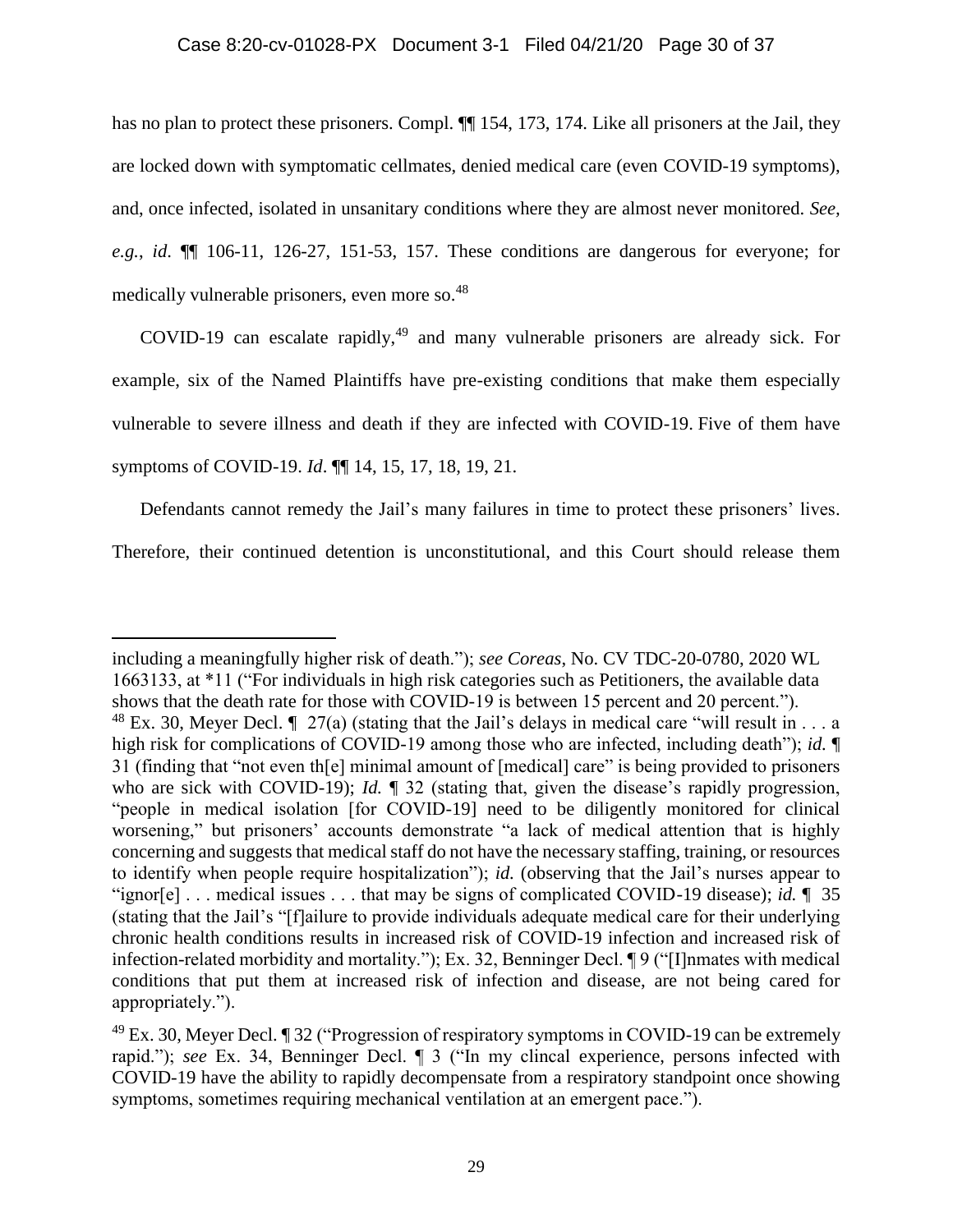has no plan to protect these prisoners. Compl. ¶¶ 154, 173, 174. Like all prisoners at the Jail, they are locked down with symptomatic cellmates, denied medical care (even COVID-19 symptoms), and, once infected, isolated in unsanitary conditions where they are almost never monitored. *See, e.g.*, *id*. ¶¶ 106-11, 126-27, 151-53, 157. These conditions are dangerous for everyone; for medically vulnerable prisoners, even more so.[48]

COVID-19 can escalate rapidly,[49] and many vulnerable prisoners are already sick. For example, six of the Named Plaintiffs have pre-existing conditions that make them especially vulnerable to severe illness and death if they are infected with COVID-19. Five of them have symptoms of COVID-19. *Id*. ¶¶ 14, 15, 17, 18, 19, 21.

Defendants cannot remedy the Jail's many failures in time to protect these prisoners' lives. Therefore, their continued detention is unconstitutional, and this Court should release them

---

including a meaningfully higher risk of death."); *see Coreas*, No. CV TDC-20-0780, 2020 WL 1663133, at *11 ("For individuals in high risk categories such as Petitioners, the available data shows that the death rate for those with COVID-19 is between 15 percent and 20 percent.").

[48] Ex. 30, Meyer Decl. ¶ 27(a) (stating that the Jail's delays in medical care "will result in . . . a high risk for complications of COVID-19 among those who are infected, including death"); *id.* ¶ 31 (finding that "not even th[e] minimal amount of [medical] care" is being provided to prisoners who are sick with COVID-19); *Id.* ¶ 32 (stating that, given the disease's rapidly progression, "people in medical isolation [for COVID-19] need to be diligently monitored for clinical worsening," but prisoners' accounts demonstrate "a lack of medical attention that is highly concerning and suggests that medical staff do not have the necessary staffing, training, or resources to identify when people require hospitalization"); *id.* (observing that the Jail's nurses appear to "ignor[e] . . . medical issues . . . that may be signs of complicated COVID-19 disease); *id.* ¶ 35 (stating that the Jail's "[f]ailure to provide individuals adequate medical care for their underlying chronic health conditions results in increased risk of COVID-19 infection and increased risk of infection-related morbidity and mortality."); Ex. 32, Benninger Decl. ¶ 9 ("[I]nmates with medical conditions that put them at increased risk of infection and disease, are not being cared for appropriately.").

[49] Ex. 30, Meyer Decl. ¶ 32 ("Progression of respiratory symptoms in COVID-19 can be extremely rapid."); *see* Ex. 34, Benninger Decl. ¶ 3 ("In my clincal experience, persons infected with COVID-19 have the ability to rapidly decompensate from a respiratory standpoint once showing symptoms, sometimes requiring mechanical ventilation at an emergent pace.").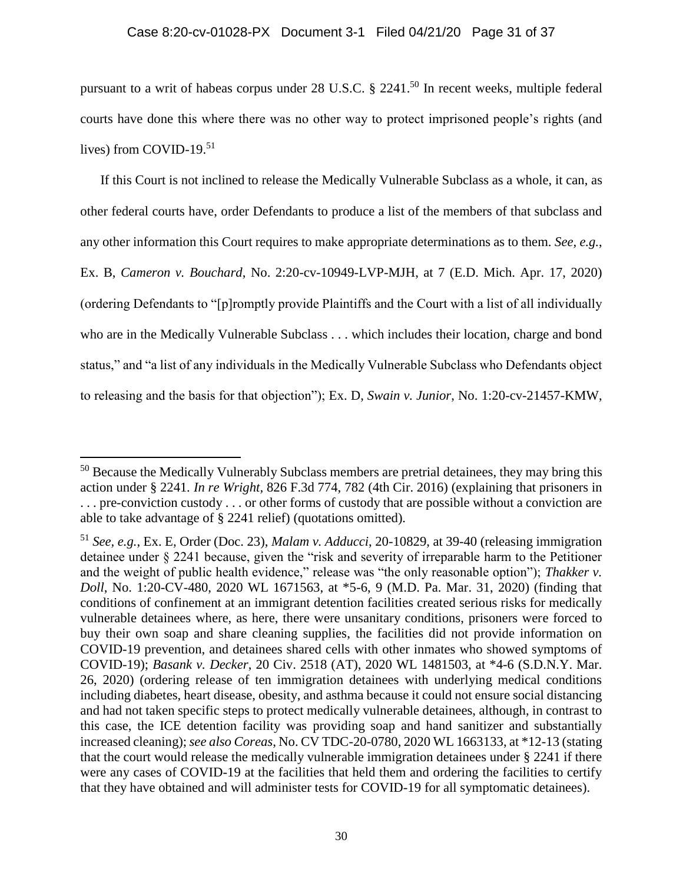pursuant to a writ of habeas corpus under 28 U.S.C. § 2241.[50] In recent weeks, multiple federal courts have done this where there was no other way to protect imprisoned people's rights (and lives) from COVID-19.[51]

If this Court is not inclined to release the Medically Vulnerable Subclass as a whole, it can, as other federal courts have, order Defendants to produce a list of the members of that subclass and any other information this Court requires to make appropriate determinations as to them. *See, e.g.*, Ex. B, *Cameron v. Bouchard*, No. 2:20-cv-10949-LVP-MJH, at 7 (E.D. Mich. Apr. 17, 2020) (ordering Defendants to "[p]romptly provide Plaintiffs and the Court with a list of all individually who are in the Medically Vulnerable Subclass . . . which includes their location, charge and bond status," and "a list of any individuals in the Medically Vulnerable Subclass who Defendants object to releasing and the basis for that objection"); Ex. D, *Swain v. Junior*, No. 1:20-cv-21457-KMW,

---

[50] Because the Medically Vulnerably Subclass members are pretrial detainees, they may bring this action under § 2241. *In re Wright*, 826 F.3d 774, 782 (4th Cir. 2016) (explaining that prisoners in . . . pre-conviction custody . . . or other forms of custody that are possible without a conviction are able to take advantage of § 2241 relief) (quotations omitted).

[51] *See, e.g.*, Ex. E, Order (Doc. 23), *Malam v. Adducci*, 20-10829, at 39-40 (releasing immigration detainee under § 2241 because, given the "risk and severity of irreparable harm to the Petitioner and the weight of public health evidence," release was "the only reasonable option"); *Thakker v. Doll*, No. 1:20-CV-480, 2020 WL 1671563, at *5-6, 9 (M.D. Pa. Mar. 31, 2020) (finding that conditions of confinement at an immigrant detention facilities created serious risks for medically vulnerable detainees where, as here, there were unsanitary conditions, prisoners were forced to buy their own soap and share cleaning supplies, the facilities did not provide information on COVID-19 prevention, and detainees shared cells with other inmates who showed symptoms of COVID-19); *Basank v. Decker*, 20 Civ. 2518 (AT), 2020 WL 1481503, at *4-6 (S.D.N.Y. Mar. 26, 2020) (ordering release of ten immigration detainees with underlying medical conditions including diabetes, heart disease, obesity, and asthma because it could not ensure social distancing and had not taken specific steps to protect medically vulnerable detainees, although, in contrast to this case, the ICE detention facility was providing soap and hand sanitizer and substantially increased cleaning); *see also Coreas*, No. CV TDC-20-0780, 2020 WL 1663133, at *12-13 (stating that the court would release the medically vulnerable immigration detainees under § 2241 if there were any cases of COVID-19 at the facilities that held them and ordering the facilities to certify that they have obtained and will administer tests for COVID-19 for all symptomatic detainees).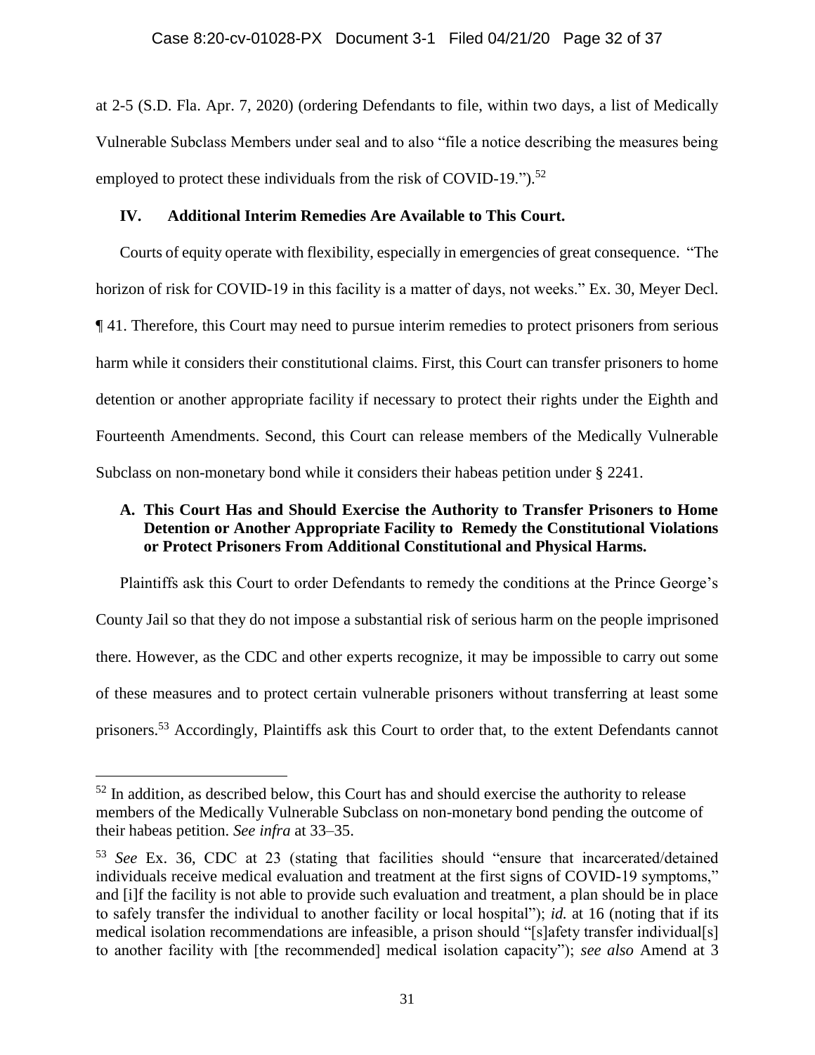at 2-5 (S.D. Fla. Apr. 7, 2020) (ordering Defendants to file, within two days, a list of Medically Vulnerable Subclass Members under seal and to also "file a notice describing the measures being employed to protect these individuals from the risk of COVID-19.").[52]

## IV. Additional Interim Remedies Are Available to This Court.

Courts of equity operate with flexibility, especially in emergencies of great consequence. "The horizon of risk for COVID-19 in this facility is a matter of days, not weeks." Ex. 30, Meyer Decl. ¶ 41. Therefore, this Court may need to pursue interim remedies to protect prisoners from serious harm while it considers their constitutional claims. First, this Court can transfer prisoners to home detention or another appropriate facility if necessary to protect their rights under the Eighth and Fourteenth Amendments. Second, this Court can release members of the Medically Vulnerable Subclass on non-monetary bond while it considers their habeas petition under § 2241.

### A. This Court Has and Should Exercise the Authority to Transfer Prisoners to Home Detention or Another Appropriate Facility to Remedy the Constitutional Violations or Protect Prisoners From Additional Constitutional and Physical Harms.

Plaintiffs ask this Court to order Defendants to remedy the conditions at the Prince George's County Jail so that they do not impose a substantial risk of serious harm on the people imprisoned there. However, as the CDC and other experts recognize, it may be impossible to carry out some of these measures and to protect certain vulnerable prisoners without transferring at least some prisoners.[53] Accordingly, Plaintiffs ask this Court to order that, to the extent Defendants cannot

---

[52] In addition, as described below, this Court has and should exercise the authority to release members of the Medically Vulnerable Subclass on non-monetary bond pending the outcome of their habeas petition. *See infra* at 33–35.

[53] *See* Ex. 36, CDC at 23 (stating that facilities should "ensure that incarcerated/detained individuals receive medical evaluation and treatment at the first signs of COVID-19 symptoms," and [i]f the facility is not able to provide such evaluation and treatment, a plan should be in place to safely transfer the individual to another facility or local hospital"); *id.* at 16 (noting that if its medical isolation recommendations are infeasible, a prison should "[s]afety transfer individual[s] to another facility with [the recommended] medical isolation capacity"); *see also* Amend at 3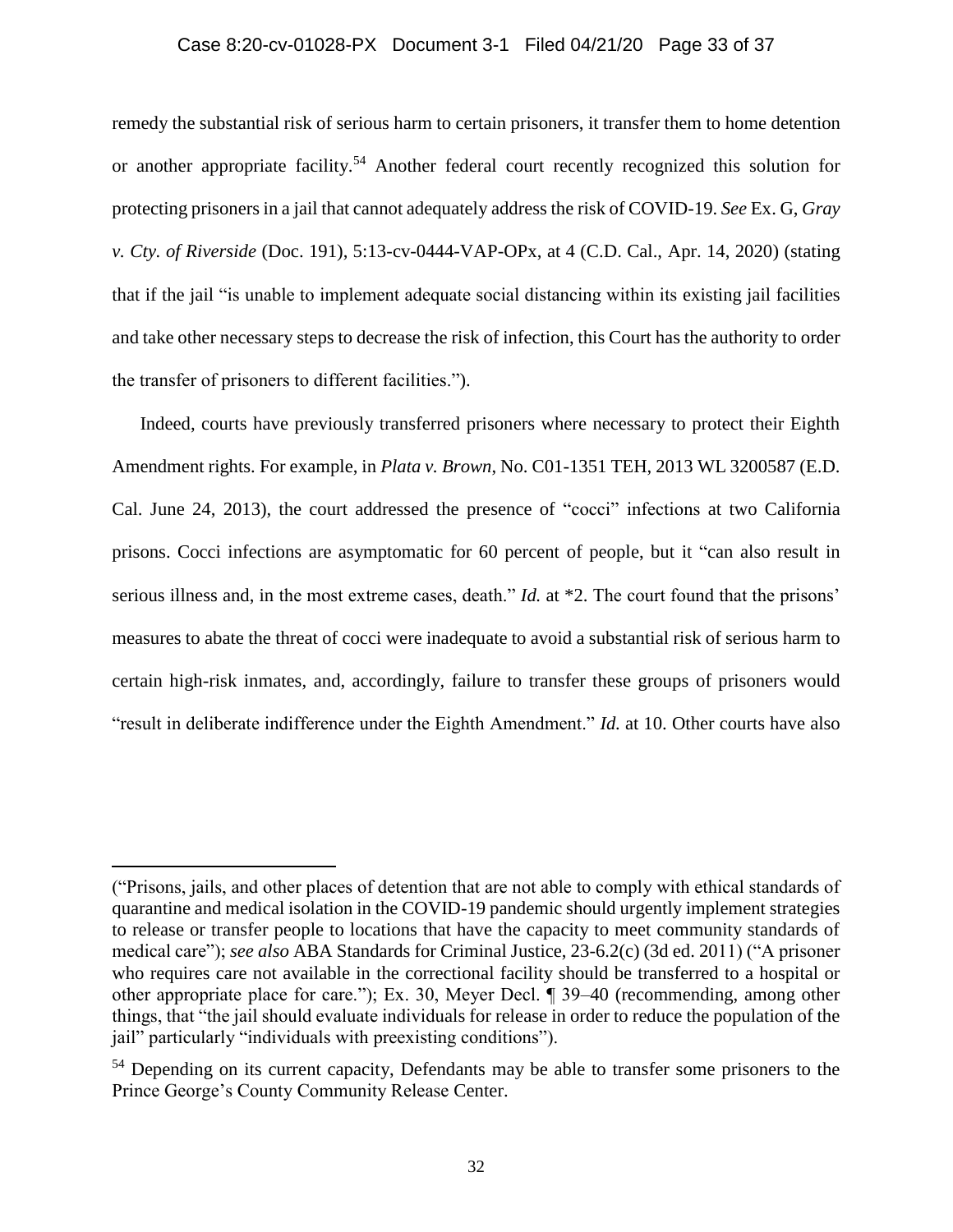remedy the substantial risk of serious harm to certain prisoners, it transfer them to home detention or another appropriate facility.[54] Another federal court recently recognized this solution for protecting prisoners in a jail that cannot adequately address the risk of COVID-19. *See* Ex. G, *Gray v. Cty. of Riverside* (Doc. 191), 5:13-cv-0444-VAP-OPx, at 4 (C.D. Cal., Apr. 14, 2020) (stating that if the jail "is unable to implement adequate social distancing within its existing jail facilities and take other necessary steps to decrease the risk of infection, this Court has the authority to order the transfer of prisoners to different facilities.").

Indeed, courts have previously transferred prisoners where necessary to protect their Eighth Amendment rights. For example, in *Plata v. Brown*, No. C01-1351 TEH, 2013 WL 3200587 (E.D. Cal. June 24, 2013), the court addressed the presence of "cocci" infections at two California prisons. Cocci infections are asymptomatic for 60 percent of people, but it "can also result in serious illness and, in the most extreme cases, death." *Id.* at *2. The court found that the prisons' measures to abate the threat of cocci were inadequate to avoid a substantial risk of serious harm to certain high-risk inmates, and, accordingly, failure to transfer these groups of prisoners would "result in deliberate indifference under the Eighth Amendment." *Id.* at 10. Other courts have also

---

("Prisons, jails, and other places of detention that are not able to comply with ethical standards of quarantine and medical isolation in the COVID-19 pandemic should urgently implement strategies to release or transfer people to locations that have the capacity to meet community standards of medical care"); *see also* ABA Standards for Criminal Justice, 23-6.2(c) (3d ed. 2011) ("A prisoner who requires care not available in the correctional facility should be transferred to a hospital or other appropriate place for care."); Ex. 30, Meyer Decl. ¶ 39–40 (recommending, among other things, that "the jail should evaluate individuals for release in order to reduce the population of the jail" particularly "individuals with preexisting conditions").

[54] Depending on its current capacity, Defendants may be able to transfer some prisoners to the Prince George's County Community Release Center.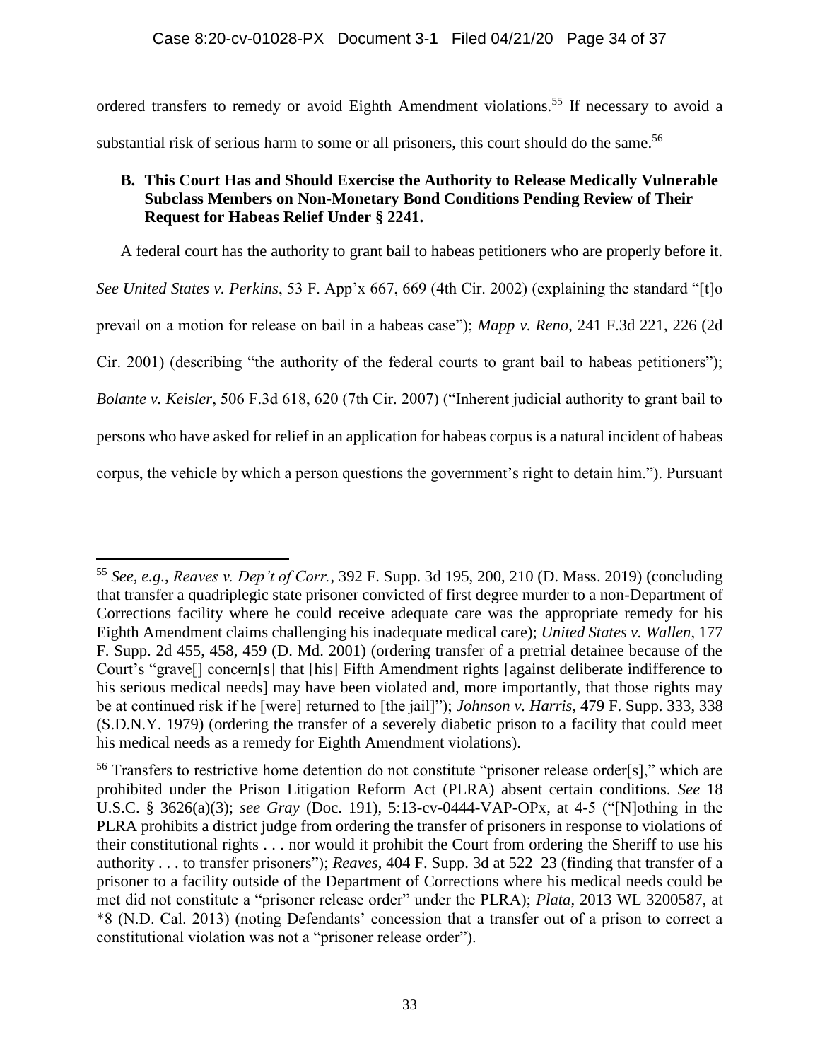ordered transfers to remedy or avoid Eighth Amendment violations.[55] If necessary to avoid a substantial risk of serious harm to some or all prisoners, this court should do the same.[56]

### B. This Court Has and Should Exercise the Authority to Release Medically Vulnerable Subclass Members on Non-Monetary Bond Conditions Pending Review of Their Request for Habeas Relief Under § 2241.

A federal court has the authority to grant bail to habeas petitioners who are properly before it. *See United States v. Perkins*, 53 F. App'x 667, 669 (4th Cir. 2002) (explaining the standard "[t]o prevail on a motion for release on bail in a habeas case"); *Mapp v. Reno*, 241 F.3d 221, 226 (2d Cir. 2001) (describing "the authority of the federal courts to grant bail to habeas petitioners"); *Bolante v. Keisler*, 506 F.3d 618, 620 (7th Cir. 2007) ("Inherent judicial authority to grant bail to persons who have asked for relief in an application for habeas corpus is a natural incident of habeas corpus, the vehicle by which a person questions the government's right to detain him."). Pursuant

---

[55] *See, e.g.*, *Reaves v. Dep't of Corr.*, 392 F. Supp. 3d 195, 200, 210 (D. Mass. 2019) (concluding that transfer a quadriplegic state prisoner convicted of first degree murder to a non-Department of Corrections facility where he could receive adequate care was the appropriate remedy for his Eighth Amendment claims challenging his inadequate medical care); *United States v. Wallen*, 177 F. Supp. 2d 455, 458, 459 (D. Md. 2001) (ordering transfer of a pretrial detainee because of the Court's "grave[] concern[s] that [his] Fifth Amendment rights [against deliberate indifference to his serious medical needs] may have been violated and, more importantly, that those rights may be at continued risk if he [were] returned to [the jail]"); *Johnson v. Harris*, 479 F. Supp. 333, 338 (S.D.N.Y. 1979) (ordering the transfer of a severely diabetic prison to a facility that could meet his medical needs as a remedy for Eighth Amendment violations).

[56] Transfers to restrictive home detention do not constitute "prisoner release order[s]," which are prohibited under the Prison Litigation Reform Act (PLRA) absent certain conditions. *See* 18 U.S.C. § 3626(a)(3); *see Gray* (Doc. 191), 5:13-cv-0444-VAP-OPx, at 4-5 ("[N]othing in the PLRA prohibits a district judge from ordering the transfer of prisoners in response to violations of their constitutional rights . . . nor would it prohibit the Court from ordering the Sheriff to use his authority . . . to transfer prisoners"); *Reaves*, 404 F. Supp. 3d at 522–23 (finding that transfer of a prisoner to a facility outside of the Department of Corrections where his medical needs could be met did not constitute a "prisoner release order" under the PLRA); *Plata*, 2013 WL 3200587, at *8 (N.D. Cal. 2013) (noting Defendants' concession that a transfer out of a prison to correct a constitutional violation was not a "prisoner release order").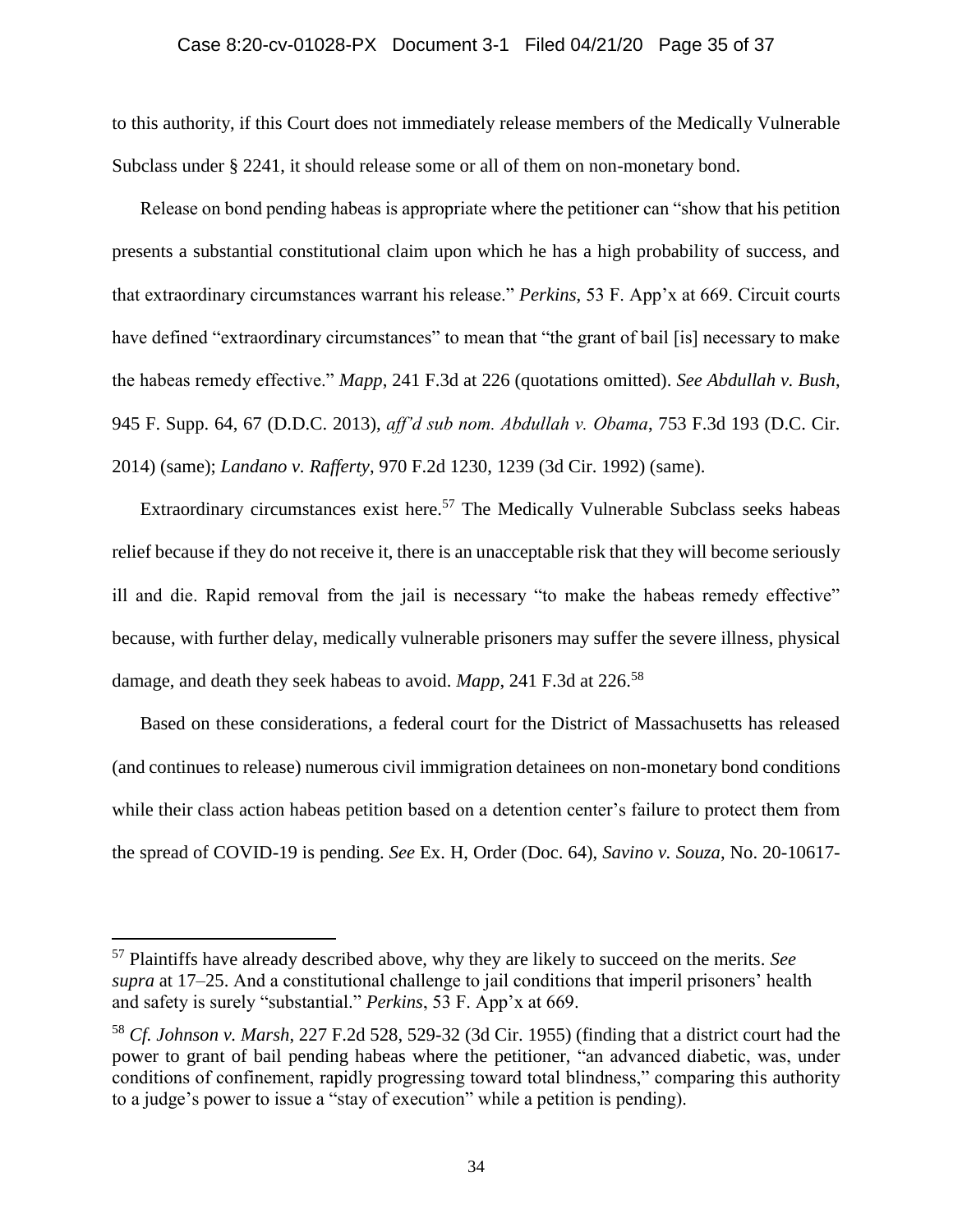to this authority, if this Court does not immediately release members of the Medically Vulnerable Subclass under § 2241, it should release some or all of them on non-monetary bond.

Release on bond pending habeas is appropriate where the petitioner can "show that his petition presents a substantial constitutional claim upon which he has a high probability of success, and that extraordinary circumstances warrant his release." *Perkins*, 53 F. App'x at 669. Circuit courts have defined "extraordinary circumstances" to mean that "the grant of bail [is] necessary to make the habeas remedy effective." *Mapp*, 241 F.3d at 226 (quotations omitted). *See Abdullah v. Bush*, 945 F. Supp. 64, 67 (D.D.C. 2013), *aff'd sub nom. Abdullah v. Obama*, 753 F.3d 193 (D.C. Cir. 2014) (same); *Landano v. Rafferty*, 970 F.2d 1230, 1239 (3d Cir. 1992) (same).

Extraordinary circumstances exist here.[57] The Medically Vulnerable Subclass seeks habeas relief because if they do not receive it, there is an unacceptable risk that they will become seriously ill and die. Rapid removal from the jail is necessary "to make the habeas remedy effective" because, with further delay, medically vulnerable prisoners may suffer the severe illness, physical damage, and death they seek habeas to avoid. *Mapp*, 241 F.3d at 226.[58]

Based on these considerations, a federal court for the District of Massachusetts has released (and continues to release) numerous civil immigration detainees on non-monetary bond conditions while their class action habeas petition based on a detention center's failure to protect them from the spread of COVID-19 is pending. *See* Ex. H, Order (Doc. 64), *Savino v. Souza*, No. 20-10617-

---

[57] Plaintiffs have already described above, why they are likely to succeed on the merits. *See supra* at 17–25. And a constitutional challenge to jail conditions that imperil prisoners' health and safety is surely "substantial." *Perkins*, 53 F. App'x at 669.

[58] *Cf. Johnson v. Marsh*, 227 F.2d 528, 529-32 (3d Cir. 1955) (finding that a district court had the power to grant of bail pending habeas where the petitioner, "an advanced diabetic, was, under conditions of confinement, rapidly progressing toward total blindness," comparing this authority to a judge's power to issue a "stay of execution" while a petition is pending).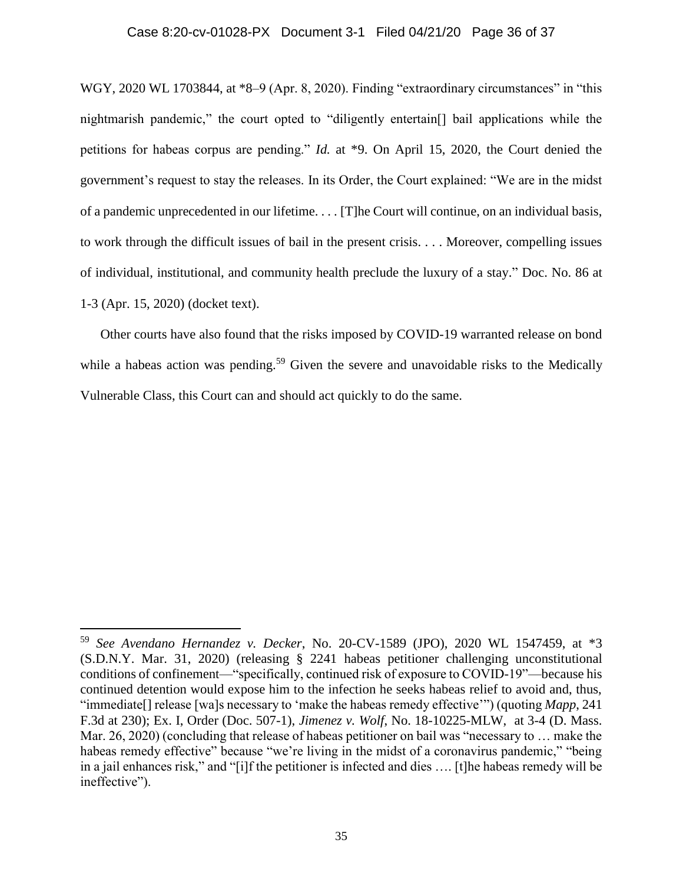WGY, 2020 WL 1703844, at *8–9 (Apr. 8, 2020). Finding "extraordinary circumstances" in "this nightmarish pandemic," the court opted to "diligently entertain[] bail applications while the petitions for habeas corpus are pending." *Id.* at *9. On April 15, 2020, the Court denied the government's request to stay the releases. In its Order, the Court explained: "We are in the midst of a pandemic unprecedented in our lifetime. . . . [T]he Court will continue, on an individual basis, to work through the difficult issues of bail in the present crisis. . . . Moreover, compelling issues of individual, institutional, and community health preclude the luxury of a stay." Doc. No. 86 at 1-3 (Apr. 15, 2020) (docket text).

Other courts have also found that the risks imposed by COVID-19 warranted release on bond while a habeas action was pending.[59] Given the severe and unavoidable risks to the Medically Vulnerable Class, this Court can and should act quickly to do the same.

---

[59] *See Avendano Hernandez v. Decker*, No. 20-CV-1589 (JPO), 2020 WL 1547459, at *3 (S.D.N.Y. Mar. 31, 2020) (releasing § 2241 habeas petitioner challenging unconstitutional conditions of confinement—"specifically, continued risk of exposure to COVID-19"—because his continued detention would expose him to the infection he seeks habeas relief to avoid and, thus, "immediate[] release [wa]s necessary to 'make the habeas remedy effective'") (quoting *Mapp*, 241 F.3d at 230); Ex. I, Order (Doc. 507-1), *Jimenez v. Wolf*, No. 18-10225-MLW, at 3-4 (D. Mass. Mar. 26, 2020) (concluding that release of habeas petitioner on bail was "necessary to … make the habeas remedy effective" because "we're living in the midst of a coronavirus pandemic," "being in a jail enhances risk," and "[i]f the petitioner is infected and dies …. [t]he habeas remedy will be ineffective").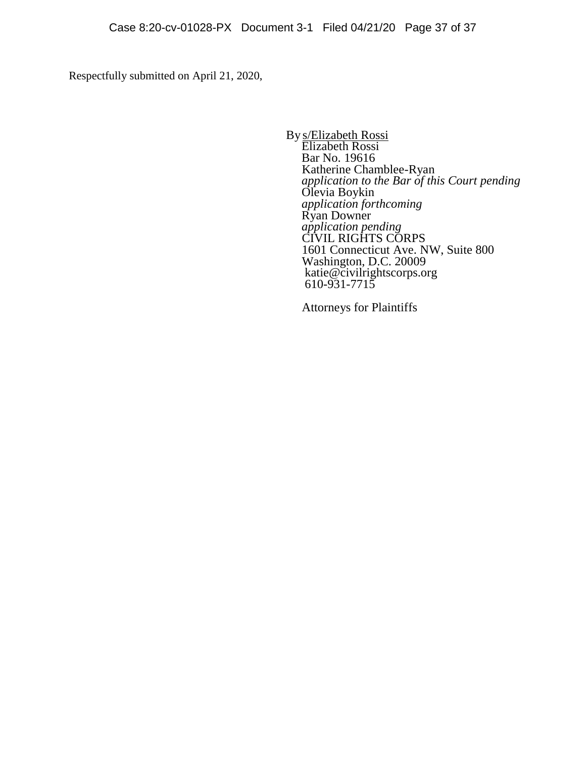Respectfully submitted on April 21, 2020,

By s/Elizabeth Rossi
Elizabeth Rossi
Bar No. 19616
Katherine Chamblee-Ryan
*application to the Bar of this Court pending*
Olevia Boykin
*application forthcoming*
Ryan Downer
*application pending*
CIVIL RIGHTS CORPS
1601 Connecticut Ave. NW, Suite 800
Washington, D.C. 20009
katie@civilrightscorps.org
610-931-7715

Attorneys for Plaintiffs